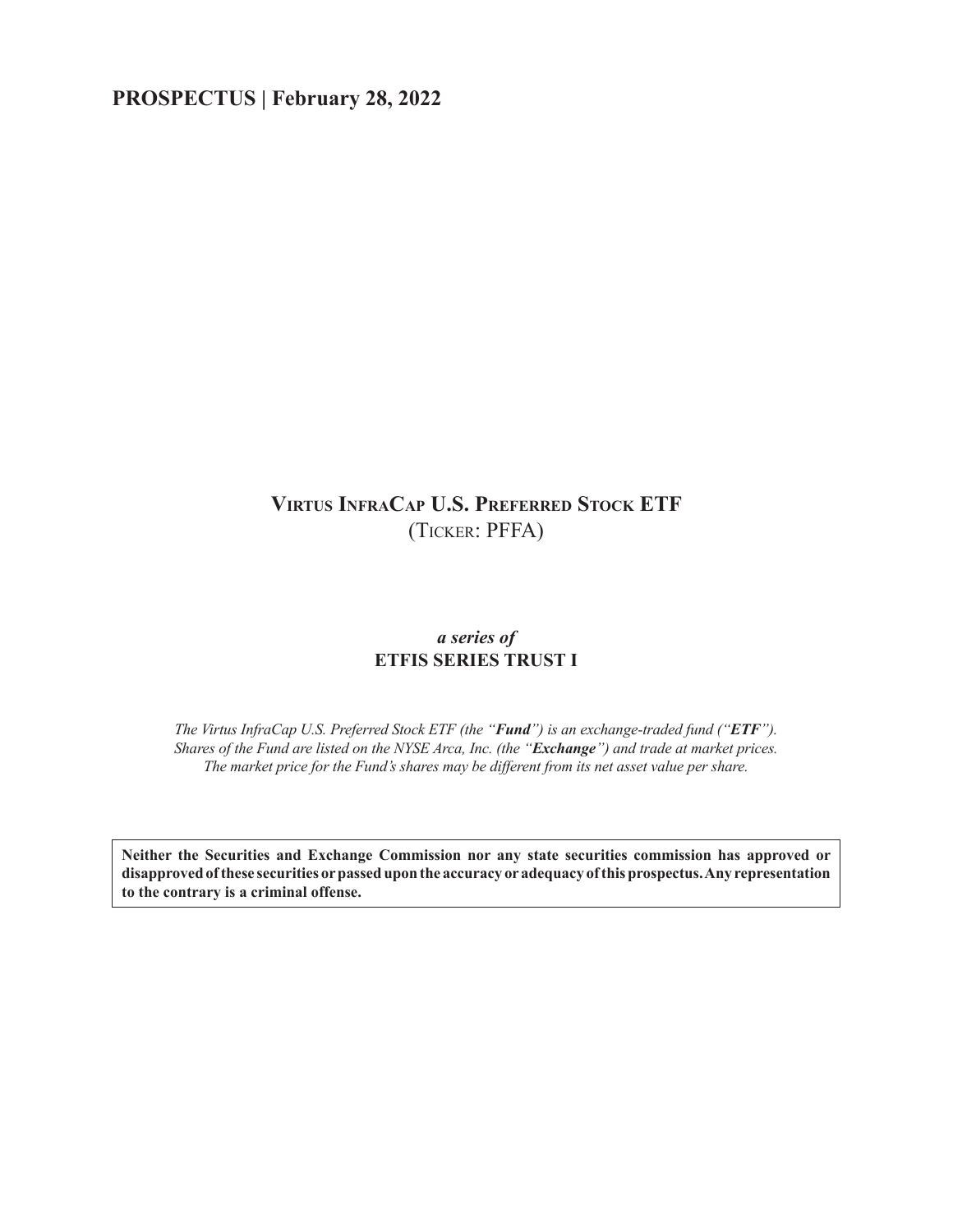**PROSPECTUS | February 28, 2022**

# Virtus InfraCap U.S. Preferred Stock ETF

(Ticker: PFFA)

***a series of***

**ETFIS SERIES TRUST I**

*The Virtus InfraCap U.S. Preferred Stock ETF (the "**Fund**") is an exchange-traded fund ("**ETF**"). Shares of the Fund are listed on the NYSE Arca, Inc. (the "**Exchange**") and trade at market prices. The market price for the Fund's shares may be different from its net asset value per share.*

**Neither the Securities and Exchange Commission nor any state securities commission has approved or disapproved of these securities or passed upon the accuracy or adequacy of this prospectus. Any representation to the contrary is a criminal offense.**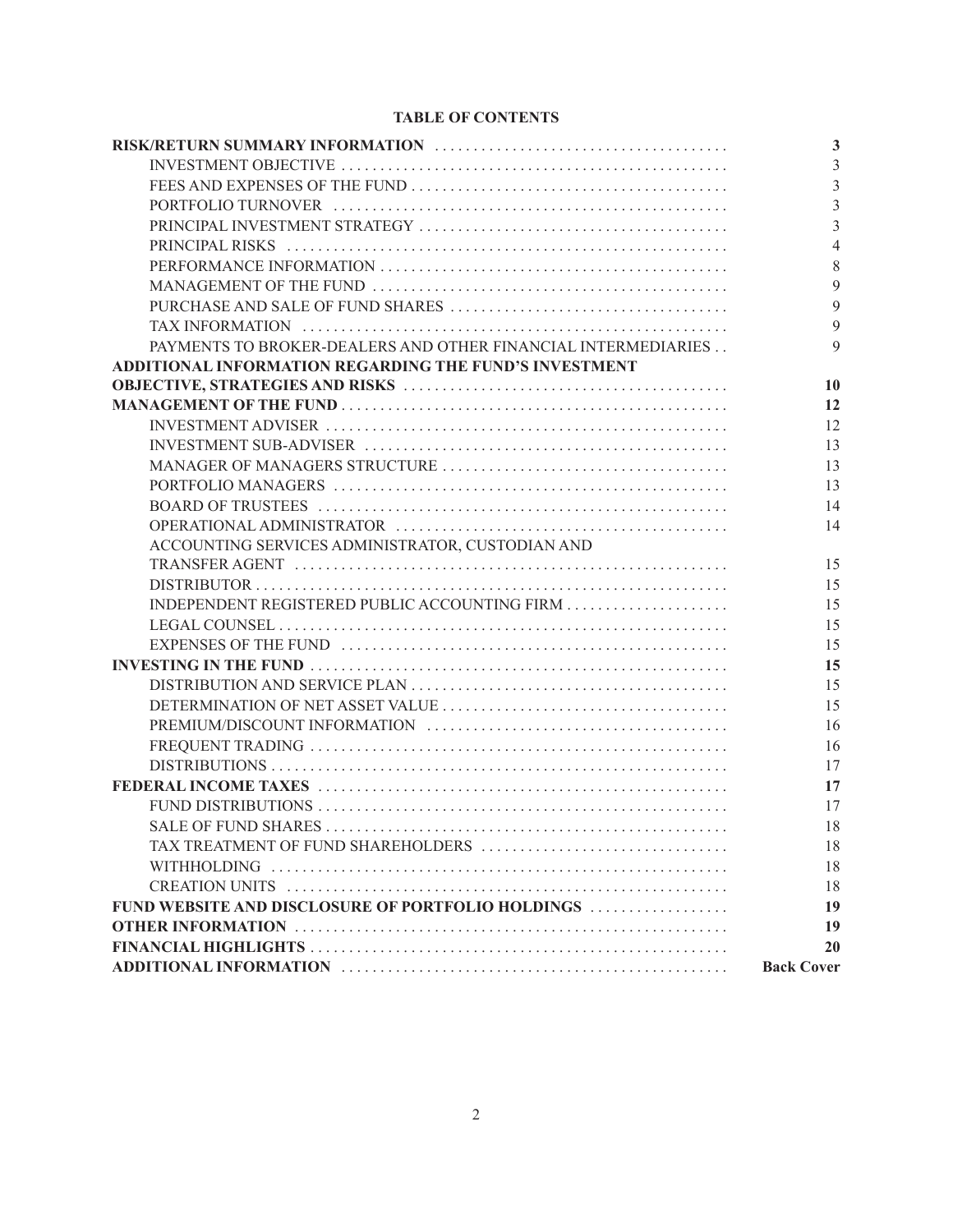# TABLE OF CONTENTS

| | |
|---|---|
| **RISK/RETURN SUMMARY INFORMATION** | **3** |
| INVESTMENT OBJECTIVE | 3 |
| FEES AND EXPENSES OF THE FUND | 3 |
| PORTFOLIO TURNOVER | 3 |
| PRINCIPAL INVESTMENT STRATEGY | 3 |
| PRINCIPAL RISKS | 4 |
| PERFORMANCE INFORMATION | 8 |
| MANAGEMENT OF THE FUND | 9 |
| PURCHASE AND SALE OF FUND SHARES | 9 |
| TAX INFORMATION | 9 |
| PAYMENTS TO BROKER-DEALERS AND OTHER FINANCIAL INTERMEDIARIES | 9 |
| **ADDITIONAL INFORMATION REGARDING THE FUND'S INVESTMENT OBJECTIVE, STRATEGIES AND RISKS** | **10** |
| **MANAGEMENT OF THE FUND** | **12** |
| INVESTMENT ADVISER | 12 |
| INVESTMENT SUB-ADVISER | 13 |
| MANAGER OF MANAGERS STRUCTURE | 13 |
| PORTFOLIO MANAGERS | 13 |
| BOARD OF TRUSTEES | 14 |
| OPERATIONAL ADMINISTRATOR | 14 |
| ACCOUNTING SERVICES ADMINISTRATOR, CUSTODIAN AND TRANSFER AGENT | 15 |
| DISTRIBUTOR | 15 |
| INDEPENDENT REGISTERED PUBLIC ACCOUNTING FIRM | 15 |
| LEGAL COUNSEL | 15 |
| EXPENSES OF THE FUND | 15 |
| **INVESTING IN THE FUND** | **15** |
| DISTRIBUTION AND SERVICE PLAN | 15 |
| DETERMINATION OF NET ASSET VALUE | 15 |
| PREMIUM/DISCOUNT INFORMATION | 16 |
| FREQUENT TRADING | 16 |
| DISTRIBUTIONS | 17 |
| **FEDERAL INCOME TAXES** | **17** |
| FUND DISTRIBUTIONS | 17 |
| SALE OF FUND SHARES | 18 |
| TAX TREATMENT OF FUND SHAREHOLDERS | 18 |
| WITHHOLDING | 18 |
| CREATION UNITS | 18 |
| **FUND WEBSITE AND DISCLOSURE OF PORTFOLIO HOLDINGS** | **19** |
| **OTHER INFORMATION** | **19** |
| **FINANCIAL HIGHLIGHTS** | **20** |
| **ADDITIONAL INFORMATION** | **Back Cover** |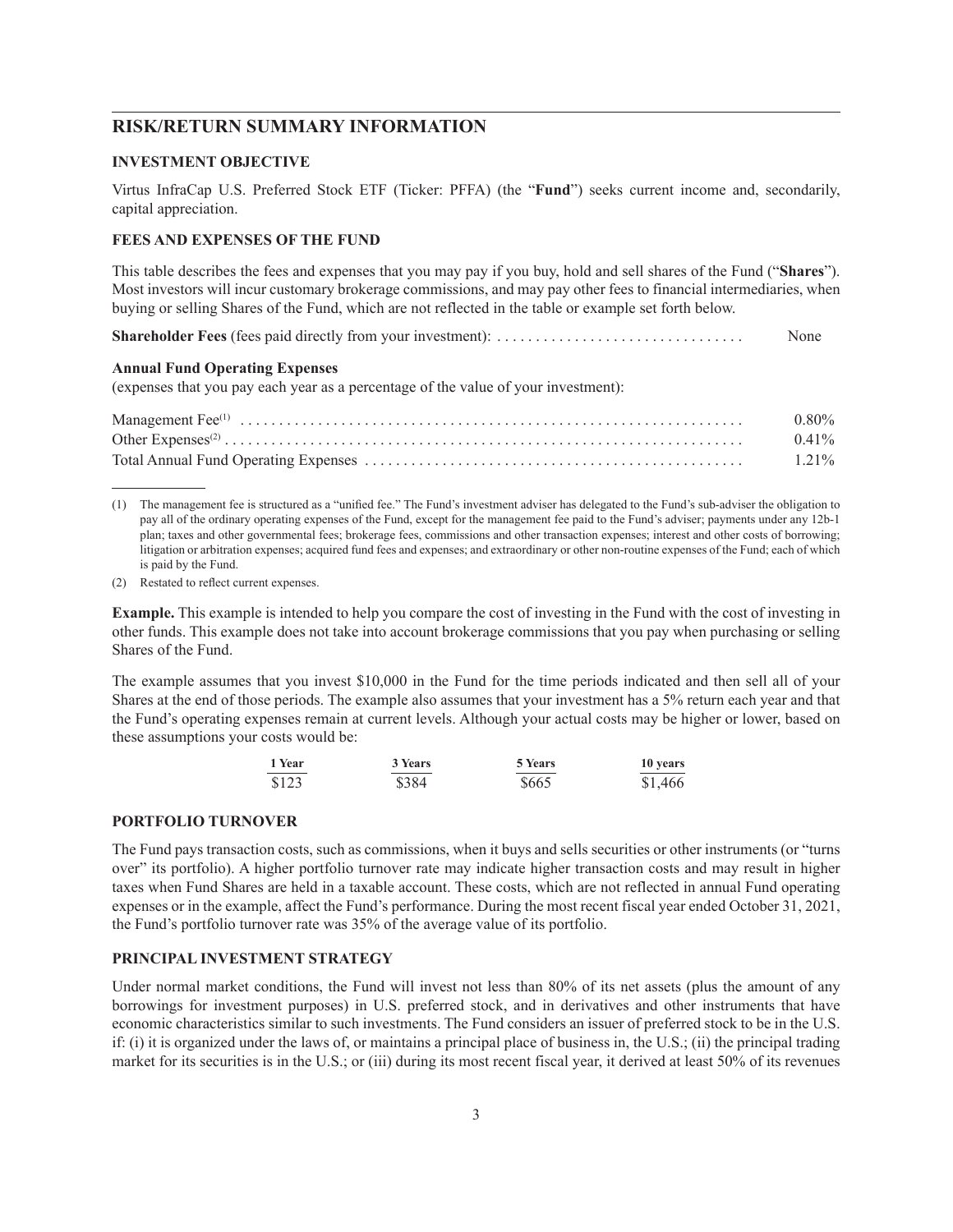## RISK/RETURN SUMMARY INFORMATION

### INVESTMENT OBJECTIVE

Virtus InfraCap U.S. Preferred Stock ETF (Ticker: PFFA) (the "**Fund**") seeks current income and, secondarily, capital appreciation.

### FEES AND EXPENSES OF THE FUND

This table describes the fees and expenses that you may pay if you buy, hold and sell shares of the Fund ("**Shares**"). Most investors will incur customary brokerage commissions, and may pay other fees to financial intermediaries, when buying or selling Shares of the Fund, which are not reflected in the table or example set forth below.

**Shareholder Fees** (fees paid directly from your investment): ................................ None

**Annual Fund Operating Expenses**
(expenses that you pay each year as a percentage of the value of your investment):

| | |
|---|---|
| Management Fee[1] | 0.80% |
| Other Expenses[2] | 0.41% |
| Total Annual Fund Operating Expenses | 1.21% |

(1) The management fee is structured as a "unified fee." The Fund's investment adviser has delegated to the Fund's sub-adviser the obligation to pay all of the ordinary operating expenses of the Fund, except for the management fee paid to the Fund's adviser; payments under any 12b-1 plan; taxes and other governmental fees; brokerage fees, commissions and other transaction expenses; interest and other costs of borrowing; litigation or arbitration expenses; acquired fund fees and expenses; and extraordinary or other non-routine expenses of the Fund; each of which is paid by the Fund.

(2) Restated to reflect current expenses.

**Example.** This example is intended to help you compare the cost of investing in the Fund with the cost of investing in other funds. This example does not take into account brokerage commissions that you pay when purchasing or selling Shares of the Fund.

The example assumes that you invest $10,000 in the Fund for the time periods indicated and then sell all of your Shares at the end of those periods. The example also assumes that your investment has a 5% return each year and that the Fund's operating expenses remain at current levels. Although your actual costs may be higher or lower, based on these assumptions your costs would be:

| 1 Year | 3 Years | 5 Years | 10 years |
|---|---|---|---|
| $123 | $384 | $665 | $1,466 |

### PORTFOLIO TURNOVER

The Fund pays transaction costs, such as commissions, when it buys and sells securities or other instruments (or "turns over" its portfolio). A higher portfolio turnover rate may indicate higher transaction costs and may result in higher taxes when Fund Shares are held in a taxable account. These costs, which are not reflected in annual Fund operating expenses or in the example, affect the Fund's performance. During the most recent fiscal year ended October 31, 2021, the Fund's portfolio turnover rate was 35% of the average value of its portfolio.

### PRINCIPAL INVESTMENT STRATEGY

Under normal market conditions, the Fund will invest not less than 80% of its net assets (plus the amount of any borrowings for investment purposes) in U.S. preferred stock, and in derivatives and other instruments that have economic characteristics similar to such investments. The Fund considers an issuer of preferred stock to be in the U.S. if: (i) it is organized under the laws of, or maintains a principal place of business in, the U.S.; (ii) the principal trading market for its securities is in the U.S.; or (iii) during its most recent fiscal year, it derived at least 50% of its revenues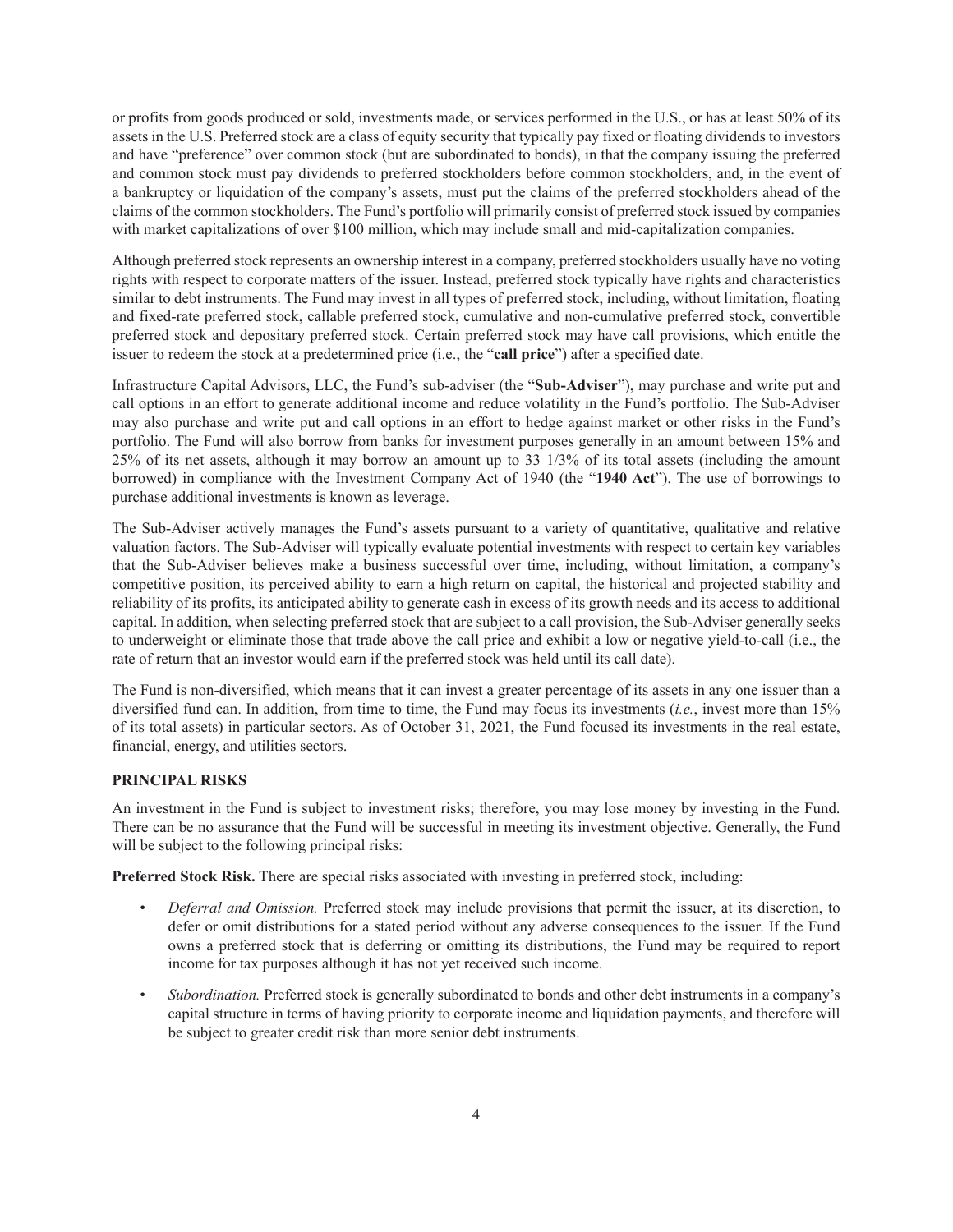or profits from goods produced or sold, investments made, or services performed in the U.S., or has at least 50% of its assets in the U.S. Preferred stock are a class of equity security that typically pay fixed or floating dividends to investors and have "preference" over common stock (but are subordinated to bonds), in that the company issuing the preferred and common stock must pay dividends to preferred stockholders before common stockholders, and, in the event of a bankruptcy or liquidation of the company's assets, must put the claims of the preferred stockholders ahead of the claims of the common stockholders. The Fund's portfolio will primarily consist of preferred stock issued by companies with market capitalizations of over $100 million, which may include small and mid-capitalization companies.

Although preferred stock represents an ownership interest in a company, preferred stockholders usually have no voting rights with respect to corporate matters of the issuer. Instead, preferred stock typically have rights and characteristics similar to debt instruments. The Fund may invest in all types of preferred stock, including, without limitation, floating and fixed-rate preferred stock, callable preferred stock, cumulative and non-cumulative preferred stock, convertible preferred stock and depositary preferred stock. Certain preferred stock may have call provisions, which entitle the issuer to redeem the stock at a predetermined price (i.e., the "**call price**") after a specified date.

Infrastructure Capital Advisors, LLC, the Fund's sub-adviser (the "**Sub-Adviser**"), may purchase and write put and call options in an effort to generate additional income and reduce volatility in the Fund's portfolio. The Sub-Adviser may also purchase and write put and call options in an effort to hedge against market or other risks in the Fund's portfolio. The Fund will also borrow from banks for investment purposes generally in an amount between 15% and 25% of its net assets, although it may borrow an amount up to 33 1/3% of its total assets (including the amount borrowed) in compliance with the Investment Company Act of 1940 (the "**1940 Act**"). The use of borrowings to purchase additional investments is known as leverage.

The Sub-Adviser actively manages the Fund's assets pursuant to a variety of quantitative, qualitative and relative valuation factors. The Sub-Adviser will typically evaluate potential investments with respect to certain key variables that the Sub-Adviser believes make a business successful over time, including, without limitation, a company's competitive position, its perceived ability to earn a high return on capital, the historical and projected stability and reliability of its profits, its anticipated ability to generate cash in excess of its growth needs and its access to additional capital. In addition, when selecting preferred stock that are subject to a call provision, the Sub-Adviser generally seeks to underweight or eliminate those that trade above the call price and exhibit a low or negative yield-to-call (i.e., the rate of return that an investor would earn if the preferred stock was held until its call date).

The Fund is non-diversified, which means that it can invest a greater percentage of its assets in any one issuer than a diversified fund can. In addition, from time to time, the Fund may focus its investments (*i.e.*, invest more than 15% of its total assets) in particular sectors. As of October 31, 2021, the Fund focused its investments in the real estate, financial, energy, and utilities sectors.

## PRINCIPAL RISKS

An investment in the Fund is subject to investment risks; therefore, you may lose money by investing in the Fund. There can be no assurance that the Fund will be successful in meeting its investment objective. Generally, the Fund will be subject to the following principal risks:

**Preferred Stock Risk.** There are special risks associated with investing in preferred stock, including:

- *Deferral and Omission.* Preferred stock may include provisions that permit the issuer, at its discretion, to defer or omit distributions for a stated period without any adverse consequences to the issuer. If the Fund owns a preferred stock that is deferring or omitting its distributions, the Fund may be required to report income for tax purposes although it has not yet received such income.
- *Subordination.* Preferred stock is generally subordinated to bonds and other debt instruments in a company's capital structure in terms of having priority to corporate income and liquidation payments, and therefore will be subject to greater credit risk than more senior debt instruments.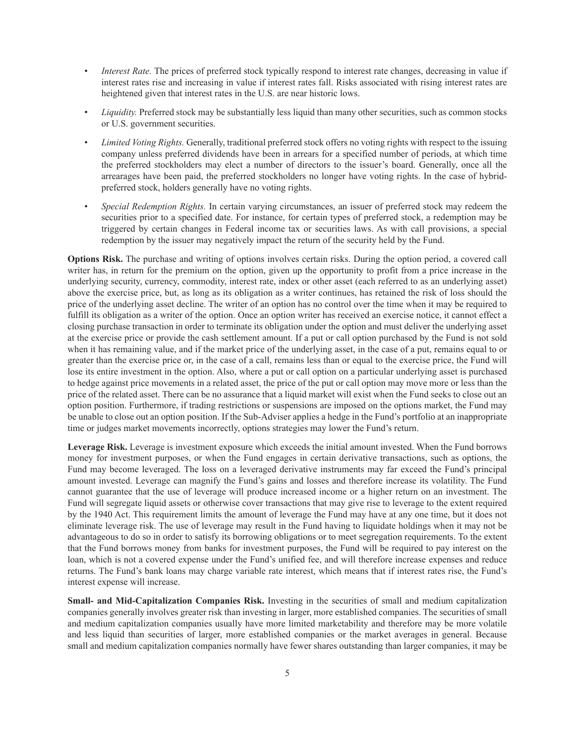- *Interest Rate.* The prices of preferred stock typically respond to interest rate changes, decreasing in value if interest rates rise and increasing in value if interest rates fall. Risks associated with rising interest rates are heightened given that interest rates in the U.S. are near historic lows.

- *Liquidity.* Preferred stock may be substantially less liquid than many other securities, such as common stocks or U.S. government securities.

- *Limited Voting Rights.* Generally, traditional preferred stock offers no voting rights with respect to the issuing company unless preferred dividends have been in arrears for a specified number of periods, at which time the preferred stockholders may elect a number of directors to the issuer's board. Generally, once all the arrearages have been paid, the preferred stockholders no longer have voting rights. In the case of hybrid-preferred stock, holders generally have no voting rights.

- *Special Redemption Rights.* In certain varying circumstances, an issuer of preferred stock may redeem the securities prior to a specified date. For instance, for certain types of preferred stock, a redemption may be triggered by certain changes in Federal income tax or securities laws. As with call provisions, a special redemption by the issuer may negatively impact the return of the security held by the Fund.

**Options Risk.** The purchase and writing of options involves certain risks. During the option period, a covered call writer has, in return for the premium on the option, given up the opportunity to profit from a price increase in the underlying security, currency, commodity, interest rate, index or other asset (each referred to as an underlying asset) above the exercise price, but, as long as its obligation as a writer continues, has retained the risk of loss should the price of the underlying asset decline. The writer of an option has no control over the time when it may be required to fulfill its obligation as a writer of the option. Once an option writer has received an exercise notice, it cannot effect a closing purchase transaction in order to terminate its obligation under the option and must deliver the underlying asset at the exercise price or provide the cash settlement amount. If a put or call option purchased by the Fund is not sold when it has remaining value, and if the market price of the underlying asset, in the case of a put, remains equal to or greater than the exercise price or, in the case of a call, remains less than or equal to the exercise price, the Fund will lose its entire investment in the option. Also, where a put or call option on a particular underlying asset is purchased to hedge against price movements in a related asset, the price of the put or call option may move more or less than the price of the related asset. There can be no assurance that a liquid market will exist when the Fund seeks to close out an option position. Furthermore, if trading restrictions or suspensions are imposed on the options market, the Fund may be unable to close out an option position. If the Sub-Adviser applies a hedge in the Fund's portfolio at an inappropriate time or judges market movements incorrectly, options strategies may lower the Fund's return.

**Leverage Risk.** Leverage is investment exposure which exceeds the initial amount invested. When the Fund borrows money for investment purposes, or when the Fund engages in certain derivative transactions, such as options, the Fund may become leveraged. The loss on a leveraged derivative instruments may far exceed the Fund's principal amount invested. Leverage can magnify the Fund's gains and losses and therefore increase its volatility. The Fund cannot guarantee that the use of leverage will produce increased income or a higher return on an investment. The Fund will segregate liquid assets or otherwise cover transactions that may give rise to leverage to the extent required by the 1940 Act. This requirement limits the amount of leverage the Fund may have at any one time, but it does not eliminate leverage risk. The use of leverage may result in the Fund having to liquidate holdings when it may not be advantageous to do so in order to satisfy its borrowing obligations or to meet segregation requirements. To the extent that the Fund borrows money from banks for investment purposes, the Fund will be required to pay interest on the loan, which is not a covered expense under the Fund's unified fee, and will therefore increase expenses and reduce returns. The Fund's bank loans may charge variable rate interest, which means that if interest rates rise, the Fund's interest expense will increase.

**Small- and Mid-Capitalization Companies Risk.** Investing in the securities of small and medium capitalization companies generally involves greater risk than investing in larger, more established companies. The securities of small and medium capitalization companies usually have more limited marketability and therefore may be more volatile and less liquid than securities of larger, more established companies or the market averages in general. Because small and medium capitalization companies normally have fewer shares outstanding than larger companies, it may be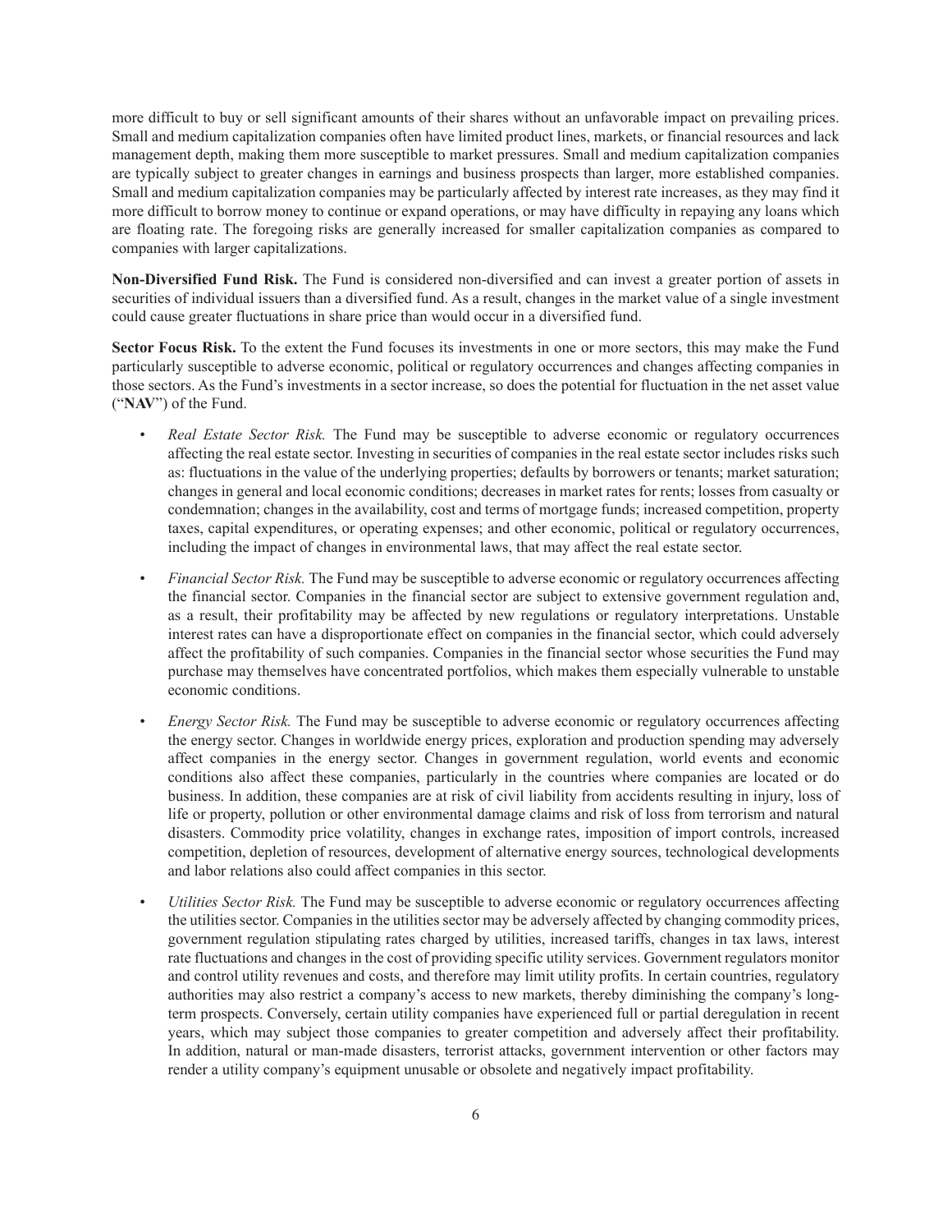more difficult to buy or sell significant amounts of their shares without an unfavorable impact on prevailing prices. Small and medium capitalization companies often have limited product lines, markets, or financial resources and lack management depth, making them more susceptible to market pressures. Small and medium capitalization companies are typically subject to greater changes in earnings and business prospects than larger, more established companies. Small and medium capitalization companies may be particularly affected by interest rate increases, as they may find it more difficult to borrow money to continue or expand operations, or may have difficulty in repaying any loans which are floating rate. The foregoing risks are generally increased for smaller capitalization companies as compared to companies with larger capitalizations.

**Non-Diversified Fund Risk.** The Fund is considered non-diversified and can invest a greater portion of assets in securities of individual issuers than a diversified fund. As a result, changes in the market value of a single investment could cause greater fluctuations in share price than would occur in a diversified fund.

**Sector Focus Risk.** To the extent the Fund focuses its investments in one or more sectors, this may make the Fund particularly susceptible to adverse economic, political or regulatory occurrences and changes affecting companies in those sectors. As the Fund's investments in a sector increase, so does the potential for fluctuation in the net asset value ("**NAV**") of the Fund.

- *Real Estate Sector Risk.* The Fund may be susceptible to adverse economic or regulatory occurrences affecting the real estate sector. Investing in securities of companies in the real estate sector includes risks such as: fluctuations in the value of the underlying properties; defaults by borrowers or tenants; market saturation; changes in general and local economic conditions; decreases in market rates for rents; losses from casualty or condemnation; changes in the availability, cost and terms of mortgage funds; increased competition, property taxes, capital expenditures, or operating expenses; and other economic, political or regulatory occurrences, including the impact of changes in environmental laws, that may affect the real estate sector.

- *Financial Sector Risk.* The Fund may be susceptible to adverse economic or regulatory occurrences affecting the financial sector. Companies in the financial sector are subject to extensive government regulation and, as a result, their profitability may be affected by new regulations or regulatory interpretations. Unstable interest rates can have a disproportionate effect on companies in the financial sector, which could adversely affect the profitability of such companies. Companies in the financial sector whose securities the Fund may purchase may themselves have concentrated portfolios, which makes them especially vulnerable to unstable economic conditions.

- *Energy Sector Risk.* The Fund may be susceptible to adverse economic or regulatory occurrences affecting the energy sector. Changes in worldwide energy prices, exploration and production spending may adversely affect companies in the energy sector. Changes in government regulation, world events and economic conditions also affect these companies, particularly in the countries where companies are located or do business. In addition, these companies are at risk of civil liability from accidents resulting in injury, loss of life or property, pollution or other environmental damage claims and risk of loss from terrorism and natural disasters. Commodity price volatility, changes in exchange rates, imposition of import controls, increased competition, depletion of resources, development of alternative energy sources, technological developments and labor relations also could affect companies in this sector.

- *Utilities Sector Risk.* The Fund may be susceptible to adverse economic or regulatory occurrences affecting the utilities sector. Companies in the utilities sector may be adversely affected by changing commodity prices, government regulation stipulating rates charged by utilities, increased tariffs, changes in tax laws, interest rate fluctuations and changes in the cost of providing specific utility services. Government regulators monitor and control utility revenues and costs, and therefore may limit utility profits. In certain countries, regulatory authorities may also restrict a company's access to new markets, thereby diminishing the company's long-term prospects. Conversely, certain utility companies have experienced full or partial deregulation in recent years, which may subject those companies to greater competition and adversely affect their profitability. In addition, natural or man-made disasters, terrorist attacks, government intervention or other factors may render a utility company's equipment unusable or obsolete and negatively impact profitability.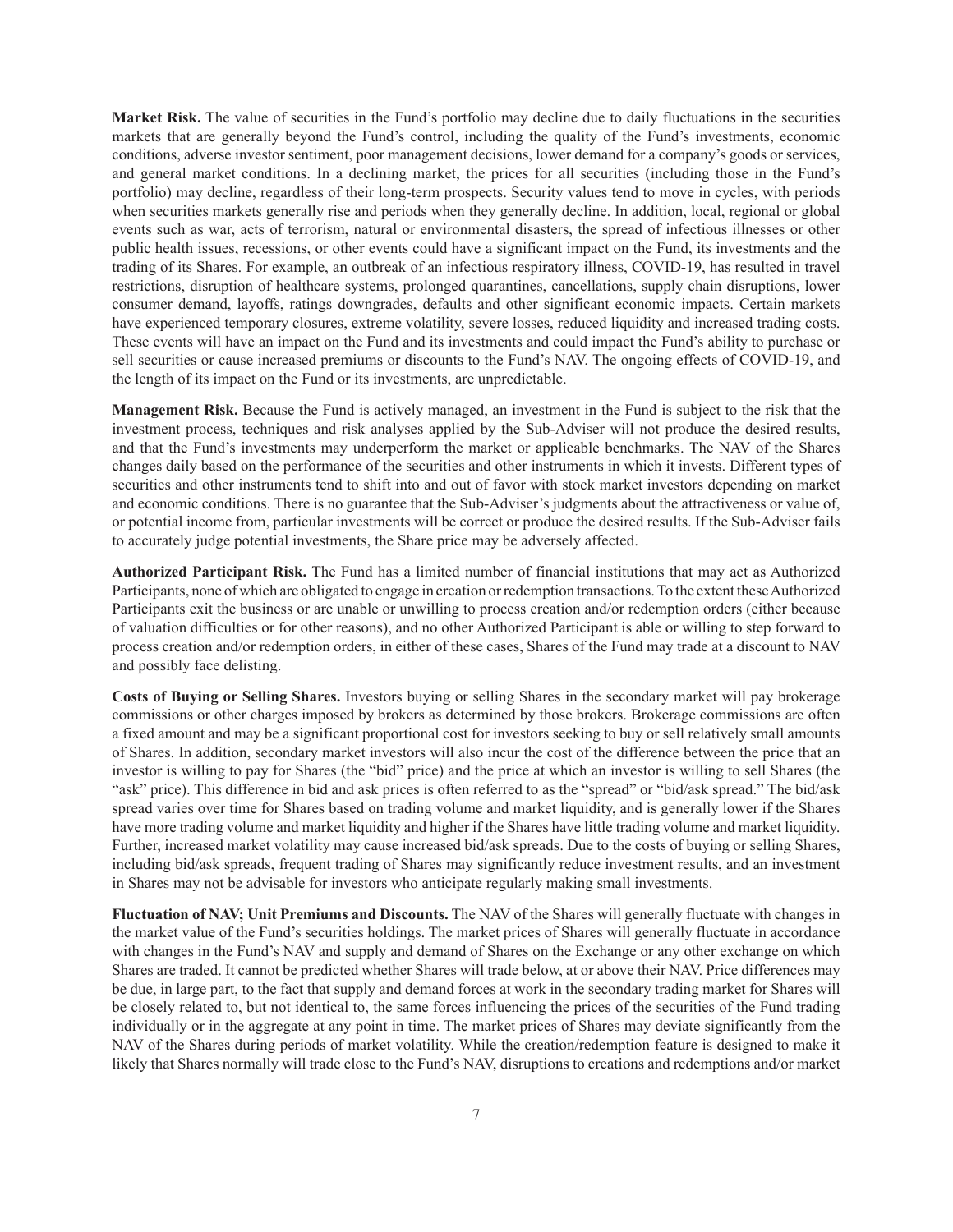**Market Risk.** The value of securities in the Fund's portfolio may decline due to daily fluctuations in the securities markets that are generally beyond the Fund's control, including the quality of the Fund's investments, economic conditions, adverse investor sentiment, poor management decisions, lower demand for a company's goods or services, and general market conditions. In a declining market, the prices for all securities (including those in the Fund's portfolio) may decline, regardless of their long-term prospects. Security values tend to move in cycles, with periods when securities markets generally rise and periods when they generally decline. In addition, local, regional or global events such as war, acts of terrorism, natural or environmental disasters, the spread of infectious illnesses or other public health issues, recessions, or other events could have a significant impact on the Fund, its investments and the trading of its Shares. For example, an outbreak of an infectious respiratory illness, COVID-19, has resulted in travel restrictions, disruption of healthcare systems, prolonged quarantines, cancellations, supply chain disruptions, lower consumer demand, layoffs, ratings downgrades, defaults and other significant economic impacts. Certain markets have experienced temporary closures, extreme volatility, severe losses, reduced liquidity and increased trading costs. These events will have an impact on the Fund and its investments and could impact the Fund's ability to purchase or sell securities or cause increased premiums or discounts to the Fund's NAV. The ongoing effects of COVID-19, and the length of its impact on the Fund or its investments, are unpredictable.

**Management Risk.** Because the Fund is actively managed, an investment in the Fund is subject to the risk that the investment process, techniques and risk analyses applied by the Sub-Adviser will not produce the desired results, and that the Fund's investments may underperform the market or applicable benchmarks. The NAV of the Shares changes daily based on the performance of the securities and other instruments in which it invests. Different types of securities and other instruments tend to shift into and out of favor with stock market investors depending on market and economic conditions. There is no guarantee that the Sub-Adviser's judgments about the attractiveness or value of, or potential income from, particular investments will be correct or produce the desired results. If the Sub-Adviser fails to accurately judge potential investments, the Share price may be adversely affected.

**Authorized Participant Risk.** The Fund has a limited number of financial institutions that may act as Authorized Participants, none of which are obligated to engage in creation or redemption transactions. To the extent these Authorized Participants exit the business or are unable or unwilling to process creation and/or redemption orders (either because of valuation difficulties or for other reasons), and no other Authorized Participant is able or willing to step forward to process creation and/or redemption orders, in either of these cases, Shares of the Fund may trade at a discount to NAV and possibly face delisting.

**Costs of Buying or Selling Shares.** Investors buying or selling Shares in the secondary market will pay brokerage commissions or other charges imposed by brokers as determined by those brokers. Brokerage commissions are often a fixed amount and may be a significant proportional cost for investors seeking to buy or sell relatively small amounts of Shares. In addition, secondary market investors will also incur the cost of the difference between the price that an investor is willing to pay for Shares (the "bid" price) and the price at which an investor is willing to sell Shares (the "ask" price). This difference in bid and ask prices is often referred to as the "spread" or "bid/ask spread." The bid/ask spread varies over time for Shares based on trading volume and market liquidity, and is generally lower if the Shares have more trading volume and market liquidity and higher if the Shares have little trading volume and market liquidity. Further, increased market volatility may cause increased bid/ask spreads. Due to the costs of buying or selling Shares, including bid/ask spreads, frequent trading of Shares may significantly reduce investment results, and an investment in Shares may not be advisable for investors who anticipate regularly making small investments.

**Fluctuation of NAV; Unit Premiums and Discounts.** The NAV of the Shares will generally fluctuate with changes in the market value of the Fund's securities holdings. The market prices of Shares will generally fluctuate in accordance with changes in the Fund's NAV and supply and demand of Shares on the Exchange or any other exchange on which Shares are traded. It cannot be predicted whether Shares will trade below, at or above their NAV. Price differences may be due, in large part, to the fact that supply and demand forces at work in the secondary trading market for Shares will be closely related to, but not identical to, the same forces influencing the prices of the securities of the Fund trading individually or in the aggregate at any point in time. The market prices of Shares may deviate significantly from the NAV of the Shares during periods of market volatility. While the creation/redemption feature is designed to make it likely that Shares normally will trade close to the Fund's NAV, disruptions to creations and redemptions and/or market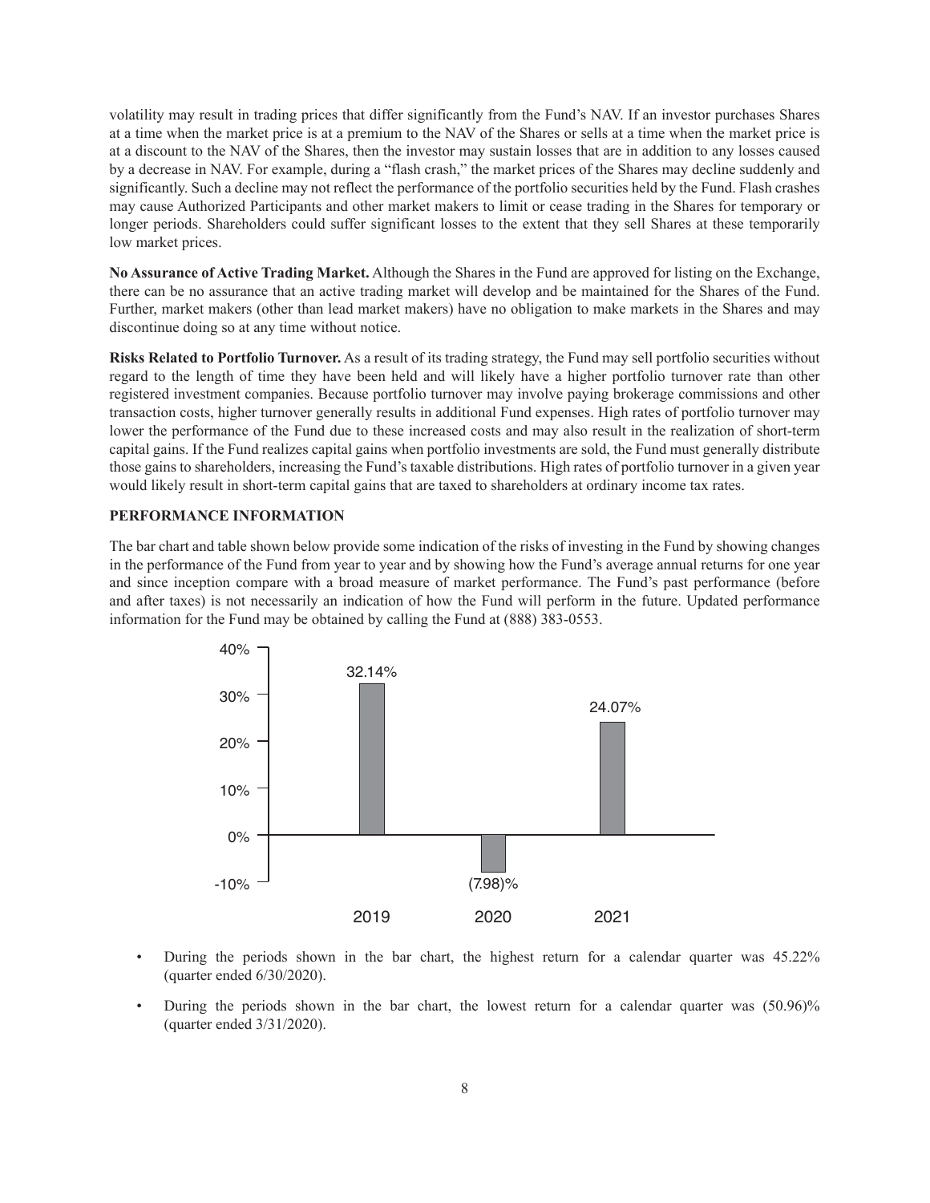volatility may result in trading prices that differ significantly from the Fund's NAV. If an investor purchases Shares at a time when the market price is at a premium to the NAV of the Shares or sells at a time when the market price is at a discount to the NAV of the Shares, then the investor may sustain losses that are in addition to any losses caused by a decrease in NAV. For example, during a "flash crash," the market prices of the Shares may decline suddenly and significantly. Such a decline may not reflect the performance of the portfolio securities held by the Fund. Flash crashes may cause Authorized Participants and other market makers to limit or cease trading in the Shares for temporary or longer periods. Shareholders could suffer significant losses to the extent that they sell Shares at these temporarily low market prices.

**No Assurance of Active Trading Market.** Although the Shares in the Fund are approved for listing on the Exchange, there can be no assurance that an active trading market will develop and be maintained for the Shares of the Fund. Further, market makers (other than lead market makers) have no obligation to make markets in the Shares and may discontinue doing so at any time without notice.

**Risks Related to Portfolio Turnover.** As a result of its trading strategy, the Fund may sell portfolio securities without regard to the length of time they have been held and will likely have a higher portfolio turnover rate than other registered investment companies. Because portfolio turnover may involve paying brokerage commissions and other transaction costs, higher turnover generally results in additional Fund expenses. High rates of portfolio turnover may lower the performance of the Fund due to these increased costs and may also result in the realization of short-term capital gains. If the Fund realizes capital gains when portfolio investments are sold, the Fund must generally distribute those gains to shareholders, increasing the Fund's taxable distributions. High rates of portfolio turnover in a given year would likely result in short-term capital gains that are taxed to shareholders at ordinary income tax rates.

## PERFORMANCE INFORMATION

The bar chart and table shown below provide some indication of the risks of investing in the Fund by showing changes in the performance of the Fund from year to year and by showing how the Fund's average annual returns for one year and since inception compare with a broad measure of market performance. The Fund's past performance (before and after taxes) is not necessarily an indication of how the Fund will perform in the future. Updated performance information for the Fund may be obtained by calling the Fund at (888) 383-0553.

| Year | Return |
|---|---|
| 2019 | 32.14% |
| 2020 | (7.98)% |
| 2021 | 24.07% |

- During the periods shown in the bar chart, the highest return for a calendar quarter was 45.22% (quarter ended 6/30/2020).
- During the periods shown in the bar chart, the lowest return for a calendar quarter was (50.96)% (quarter ended 3/31/2020).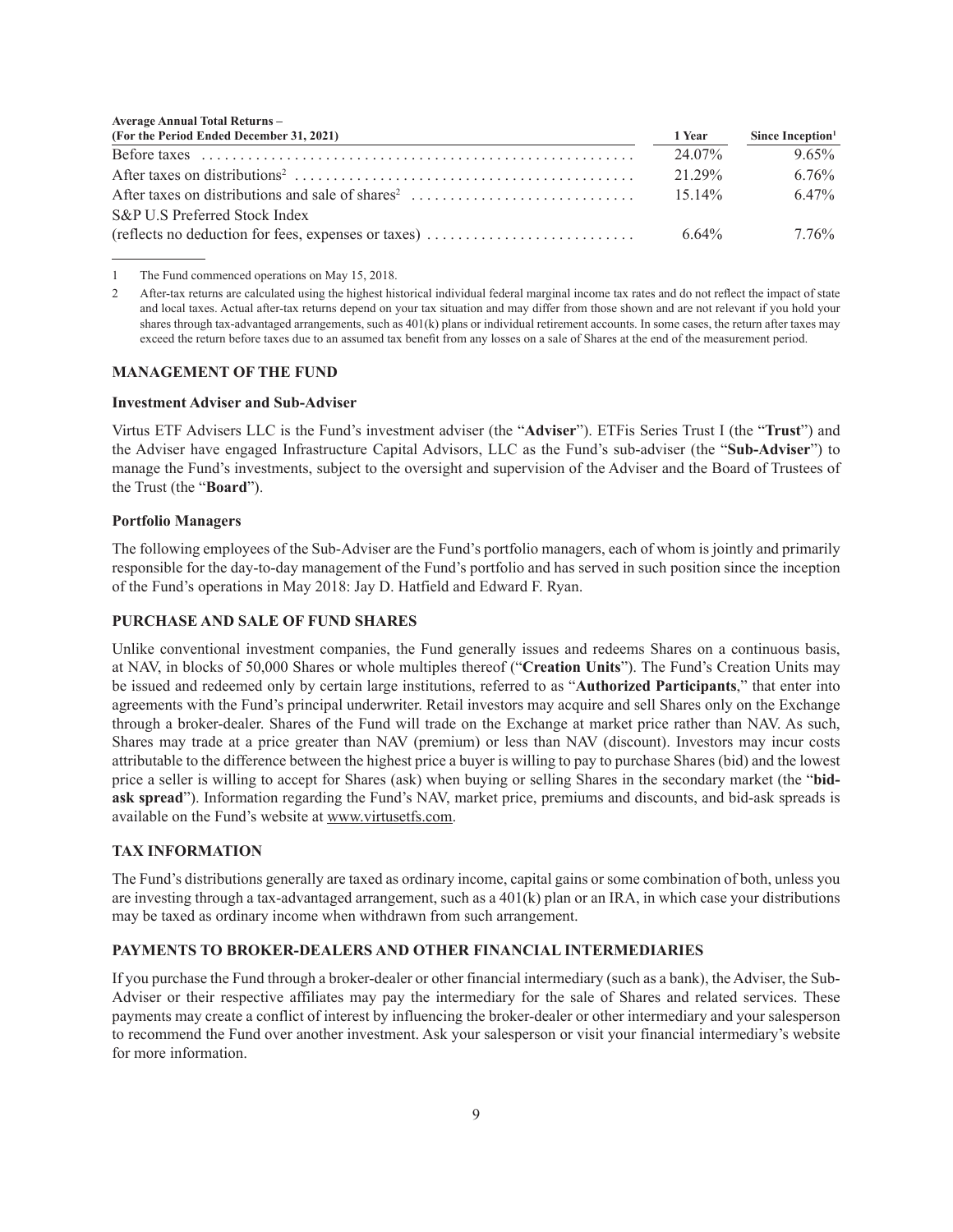| Average Annual Total Returns – (For the Period Ended December 31, 2021) | 1 Year | Since Inception[1] |
|---|---|---|
| Before taxes | 24.07% | 9.65% |
| After taxes on distributions[2] | 21.29% | 6.76% |
| After taxes on distributions and sale of shares[2] | 15.14% | 6.47% |
| S&P U.S Preferred Stock Index (reflects no deduction for fees, expenses or taxes) | 6.64% | 7.76% |

1 The Fund commenced operations on May 15, 2018.

2 After-tax returns are calculated using the highest historical individual federal marginal income tax rates and do not reflect the impact of state and local taxes. Actual after-tax returns depend on your tax situation and may differ from those shown and are not relevant if you hold your shares through tax-advantaged arrangements, such as 401(k) plans or individual retirement accounts. In some cases, the return after taxes may exceed the return before taxes due to an assumed tax benefit from any losses on a sale of Shares at the end of the measurement period.

## MANAGEMENT OF THE FUND

### Investment Adviser and Sub-Adviser

Virtus ETF Advisers LLC is the Fund's investment adviser (the "**Adviser**"). ETFis Series Trust I (the "**Trust**") and the Adviser have engaged Infrastructure Capital Advisors, LLC as the Fund's sub-adviser (the "**Sub-Adviser**") to manage the Fund's investments, subject to the oversight and supervision of the Adviser and the Board of Trustees of the Trust (the "**Board**").

### Portfolio Managers

The following employees of the Sub-Adviser are the Fund's portfolio managers, each of whom is jointly and primarily responsible for the day-to-day management of the Fund's portfolio and has served in such position since the inception of the Fund's operations in May 2018: Jay D. Hatfield and Edward F. Ryan.

## PURCHASE AND SALE OF FUND SHARES

Unlike conventional investment companies, the Fund generally issues and redeems Shares on a continuous basis, at NAV, in blocks of 50,000 Shares or whole multiples thereof ("**Creation Units**"). The Fund's Creation Units may be issued and redeemed only by certain large institutions, referred to as "**Authorized Participants**," that enter into agreements with the Fund's principal underwriter. Retail investors may acquire and sell Shares only on the Exchange through a broker-dealer. Shares of the Fund will trade on the Exchange at market price rather than NAV. As such, Shares may trade at a price greater than NAV (premium) or less than NAV (discount). Investors may incur costs attributable to the difference between the highest price a buyer is willing to pay to purchase Shares (bid) and the lowest price a seller is willing to accept for Shares (ask) when buying or selling Shares in the secondary market (the "**bid-ask spread**"). Information regarding the Fund's NAV, market price, premiums and discounts, and bid-ask spreads is available on the Fund's website at www.virtusetfs.com.

## TAX INFORMATION

The Fund's distributions generally are taxed as ordinary income, capital gains or some combination of both, unless you are investing through a tax-advantaged arrangement, such as a 401(k) plan or an IRA, in which case your distributions may be taxed as ordinary income when withdrawn from such arrangement.

## PAYMENTS TO BROKER-DEALERS AND OTHER FINANCIAL INTERMEDIARIES

If you purchase the Fund through a broker-dealer or other financial intermediary (such as a bank), the Adviser, the Sub-Adviser or their respective affiliates may pay the intermediary for the sale of Shares and related services. These payments may create a conflict of interest by influencing the broker-dealer or other intermediary and your salesperson to recommend the Fund over another investment. Ask your salesperson or visit your financial intermediary's website for more information.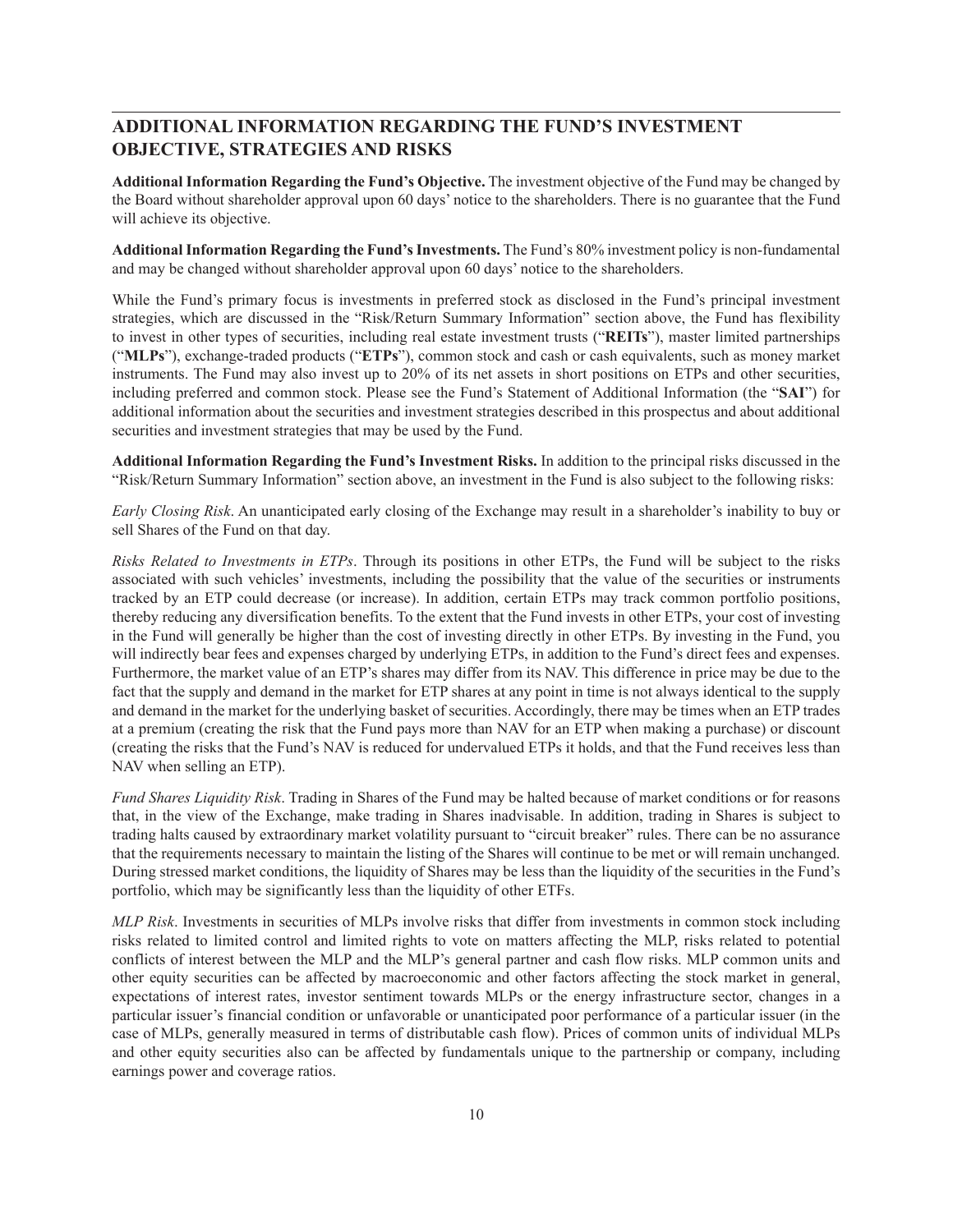## ADDITIONAL INFORMATION REGARDING THE FUND'S INVESTMENT OBJECTIVE, STRATEGIES AND RISKS

**Additional Information Regarding the Fund's Objective.** The investment objective of the Fund may be changed by the Board without shareholder approval upon 60 days' notice to the shareholders. There is no guarantee that the Fund will achieve its objective.

**Additional Information Regarding the Fund's Investments.** The Fund's 80% investment policy is non-fundamental and may be changed without shareholder approval upon 60 days' notice to the shareholders.

While the Fund's primary focus is investments in preferred stock as disclosed in the Fund's principal investment strategies, which are discussed in the "Risk/Return Summary Information" section above, the Fund has flexibility to invest in other types of securities, including real estate investment trusts ("**REITs**"), master limited partnerships ("**MLPs**"), exchange-traded products ("**ETPs**"), common stock and cash or cash equivalents, such as money market instruments. The Fund may also invest up to 20% of its net assets in short positions on ETPs and other securities, including preferred and common stock. Please see the Fund's Statement of Additional Information (the "**SAI**") for additional information about the securities and investment strategies described in this prospectus and about additional securities and investment strategies that may be used by the Fund.

**Additional Information Regarding the Fund's Investment Risks.** In addition to the principal risks discussed in the "Risk/Return Summary Information" section above, an investment in the Fund is also subject to the following risks:

*Early Closing Risk*. An unanticipated early closing of the Exchange may result in a shareholder's inability to buy or sell Shares of the Fund on that day.

*Risks Related to Investments in ETPs*. Through its positions in other ETPs, the Fund will be subject to the risks associated with such vehicles' investments, including the possibility that the value of the securities or instruments tracked by an ETP could decrease (or increase). In addition, certain ETPs may track common portfolio positions, thereby reducing any diversification benefits. To the extent that the Fund invests in other ETPs, your cost of investing in the Fund will generally be higher than the cost of investing directly in other ETPs. By investing in the Fund, you will indirectly bear fees and expenses charged by underlying ETPs, in addition to the Fund's direct fees and expenses. Furthermore, the market value of an ETP's shares may differ from its NAV. This difference in price may be due to the fact that the supply and demand in the market for ETP shares at any point in time is not always identical to the supply and demand in the market for the underlying basket of securities. Accordingly, there may be times when an ETP trades at a premium (creating the risk that the Fund pays more than NAV for an ETP when making a purchase) or discount (creating the risks that the Fund's NAV is reduced for undervalued ETPs it holds, and that the Fund receives less than NAV when selling an ETP).

*Fund Shares Liquidity Risk*. Trading in Shares of the Fund may be halted because of market conditions or for reasons that, in the view of the Exchange, make trading in Shares inadvisable. In addition, trading in Shares is subject to trading halts caused by extraordinary market volatility pursuant to "circuit breaker" rules. There can be no assurance that the requirements necessary to maintain the listing of the Shares will continue to be met or will remain unchanged. During stressed market conditions, the liquidity of Shares may be less than the liquidity of the securities in the Fund's portfolio, which may be significantly less than the liquidity of other ETFs.

*MLP Risk*. Investments in securities of MLPs involve risks that differ from investments in common stock including risks related to limited control and limited rights to vote on matters affecting the MLP, risks related to potential conflicts of interest between the MLP and the MLP's general partner and cash flow risks. MLP common units and other equity securities can be affected by macroeconomic and other factors affecting the stock market in general, expectations of interest rates, investor sentiment towards MLPs or the energy infrastructure sector, changes in a particular issuer's financial condition or unfavorable or unanticipated poor performance of a particular issuer (in the case of MLPs, generally measured in terms of distributable cash flow). Prices of common units of individual MLPs and other equity securities also can be affected by fundamentals unique to the partnership or company, including earnings power and coverage ratios.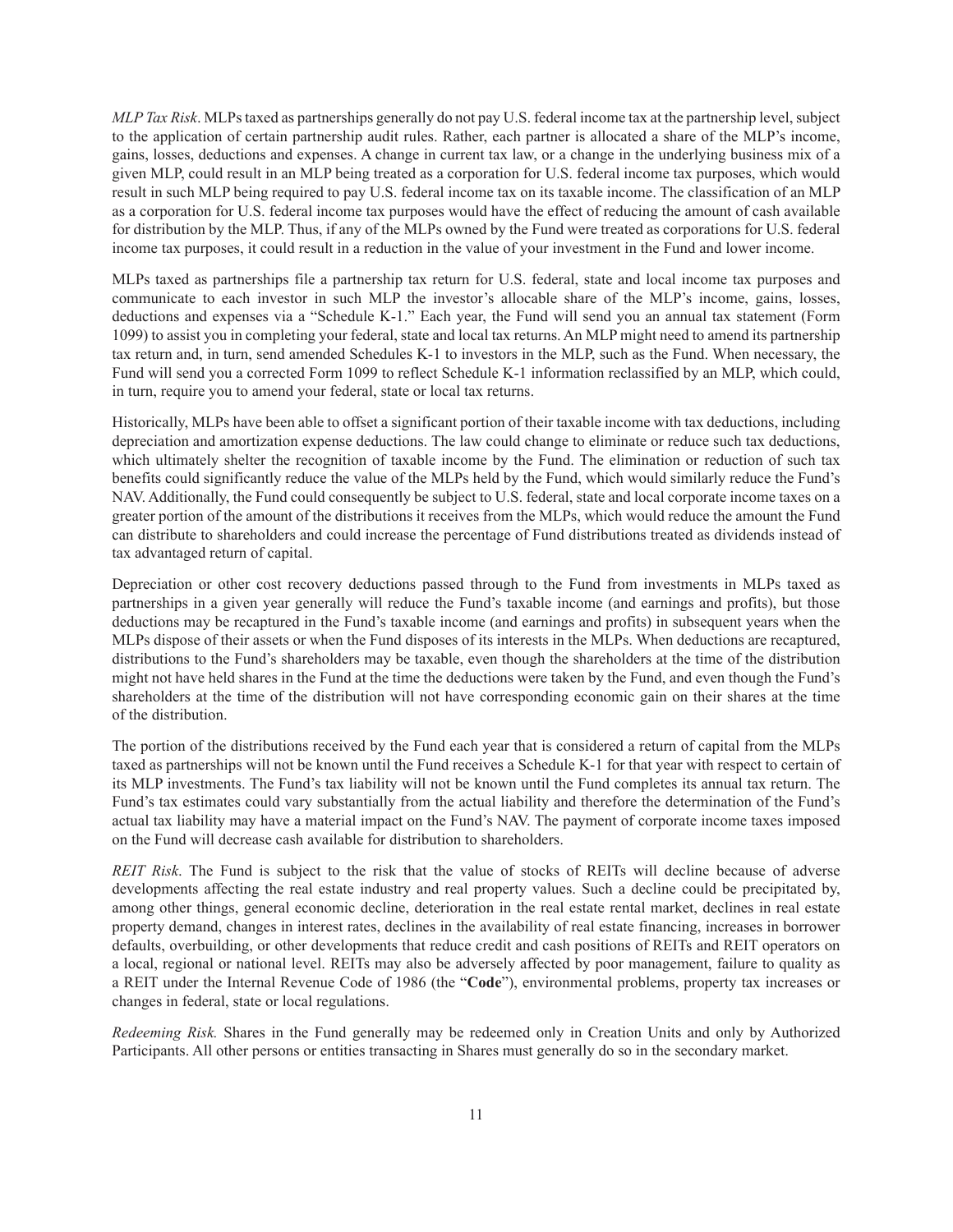*MLP Tax Risk*. MLPs taxed as partnerships generally do not pay U.S. federal income tax at the partnership level, subject to the application of certain partnership audit rules. Rather, each partner is allocated a share of the MLP's income, gains, losses, deductions and expenses. A change in current tax law, or a change in the underlying business mix of a given MLP, could result in an MLP being treated as a corporation for U.S. federal income tax purposes, which would result in such MLP being required to pay U.S. federal income tax on its taxable income. The classification of an MLP as a corporation for U.S. federal income tax purposes would have the effect of reducing the amount of cash available for distribution by the MLP. Thus, if any of the MLPs owned by the Fund were treated as corporations for U.S. federal income tax purposes, it could result in a reduction in the value of your investment in the Fund and lower income.

MLPs taxed as partnerships file a partnership tax return for U.S. federal, state and local income tax purposes and communicate to each investor in such MLP the investor's allocable share of the MLP's income, gains, losses, deductions and expenses via a "Schedule K-1." Each year, the Fund will send you an annual tax statement (Form 1099) to assist you in completing your federal, state and local tax returns. An MLP might need to amend its partnership tax return and, in turn, send amended Schedules K-1 to investors in the MLP, such as the Fund. When necessary, the Fund will send you a corrected Form 1099 to reflect Schedule K-1 information reclassified by an MLP, which could, in turn, require you to amend your federal, state or local tax returns.

Historically, MLPs have been able to offset a significant portion of their taxable income with tax deductions, including depreciation and amortization expense deductions. The law could change to eliminate or reduce such tax deductions, which ultimately shelter the recognition of taxable income by the Fund. The elimination or reduction of such tax benefits could significantly reduce the value of the MLPs held by the Fund, which would similarly reduce the Fund's NAV. Additionally, the Fund could consequently be subject to U.S. federal, state and local corporate income taxes on a greater portion of the amount of the distributions it receives from the MLPs, which would reduce the amount the Fund can distribute to shareholders and could increase the percentage of Fund distributions treated as dividends instead of tax advantaged return of capital.

Depreciation or other cost recovery deductions passed through to the Fund from investments in MLPs taxed as partnerships in a given year generally will reduce the Fund's taxable income (and earnings and profits), but those deductions may be recaptured in the Fund's taxable income (and earnings and profits) in subsequent years when the MLPs dispose of their assets or when the Fund disposes of its interests in the MLPs. When deductions are recaptured, distributions to the Fund's shareholders may be taxable, even though the shareholders at the time of the distribution might not have held shares in the Fund at the time the deductions were taken by the Fund, and even though the Fund's shareholders at the time of the distribution will not have corresponding economic gain on their shares at the time of the distribution.

The portion of the distributions received by the Fund each year that is considered a return of capital from the MLPs taxed as partnerships will not be known until the Fund receives a Schedule K-1 for that year with respect to certain of its MLP investments. The Fund's tax liability will not be known until the Fund completes its annual tax return. The Fund's tax estimates could vary substantially from the actual liability and therefore the determination of the Fund's actual tax liability may have a material impact on the Fund's NAV. The payment of corporate income taxes imposed on the Fund will decrease cash available for distribution to shareholders.

*REIT Risk*. The Fund is subject to the risk that the value of stocks of REITs will decline because of adverse developments affecting the real estate industry and real property values. Such a decline could be precipitated by, among other things, general economic decline, deterioration in the real estate rental market, declines in real estate property demand, changes in interest rates, declines in the availability of real estate financing, increases in borrower defaults, overbuilding, or other developments that reduce credit and cash positions of REITs and REIT operators on a local, regional or national level. REITs may also be adversely affected by poor management, failure to quality as a REIT under the Internal Revenue Code of 1986 (the "**Code**"), environmental problems, property tax increases or changes in federal, state or local regulations.

*Redeeming Risk.* Shares in the Fund generally may be redeemed only in Creation Units and only by Authorized Participants. All other persons or entities transacting in Shares must generally do so in the secondary market.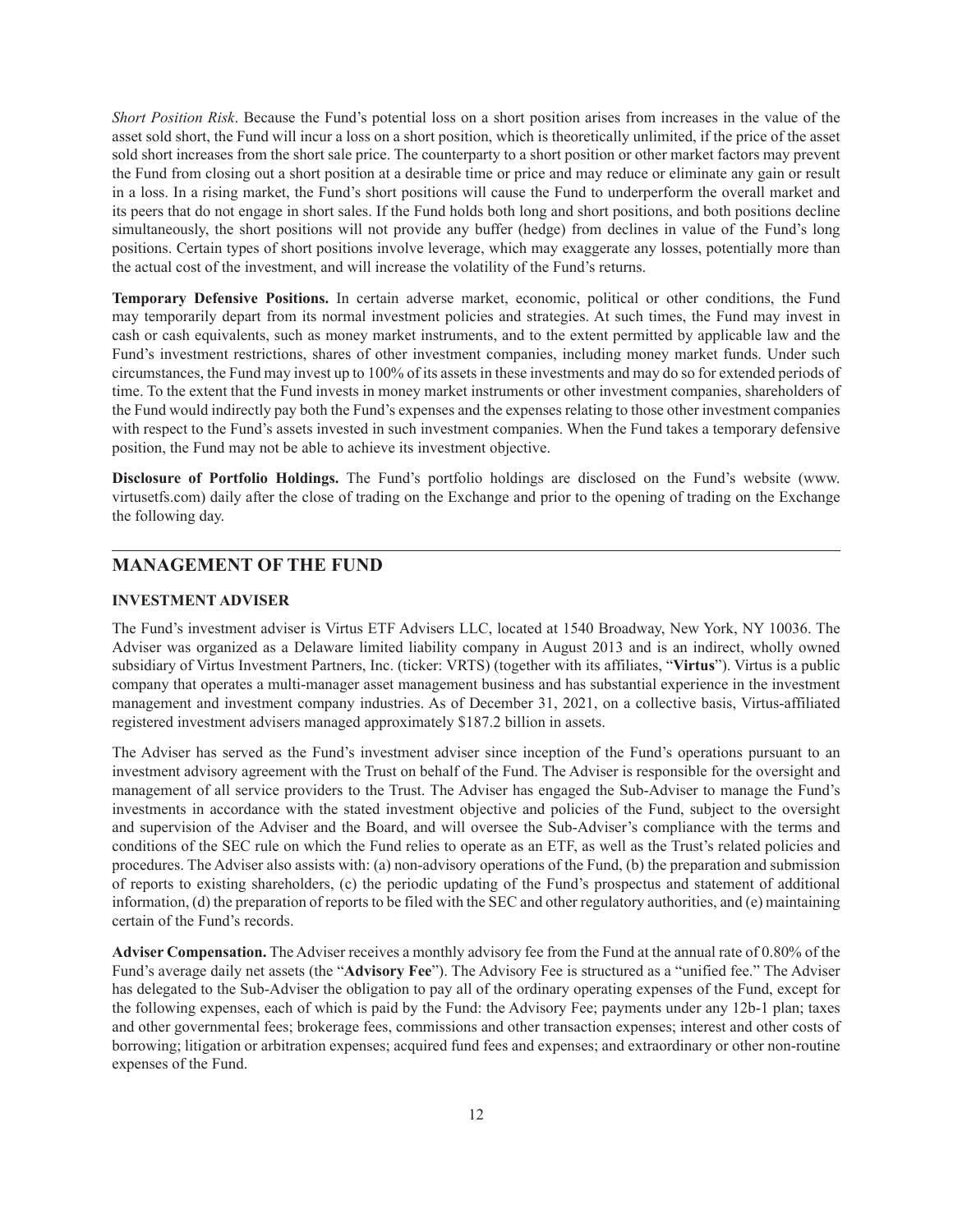*Short Position Risk*. Because the Fund's potential loss on a short position arises from increases in the value of the asset sold short, the Fund will incur a loss on a short position, which is theoretically unlimited, if the price of the asset sold short increases from the short sale price. The counterparty to a short position or other market factors may prevent the Fund from closing out a short position at a desirable time or price and may reduce or eliminate any gain or result in a loss. In a rising market, the Fund's short positions will cause the Fund to underperform the overall market and its peers that do not engage in short sales. If the Fund holds both long and short positions, and both positions decline simultaneously, the short positions will not provide any buffer (hedge) from declines in value of the Fund's long positions. Certain types of short positions involve leverage, which may exaggerate any losses, potentially more than the actual cost of the investment, and will increase the volatility of the Fund's returns.

**Temporary Defensive Positions.** In certain adverse market, economic, political or other conditions, the Fund may temporarily depart from its normal investment policies and strategies. At such times, the Fund may invest in cash or cash equivalents, such as money market instruments, and to the extent permitted by applicable law and the Fund's investment restrictions, shares of other investment companies, including money market funds. Under such circumstances, the Fund may invest up to 100% of its assets in these investments and may do so for extended periods of time. To the extent that the Fund invests in money market instruments or other investment companies, shareholders of the Fund would indirectly pay both the Fund's expenses and the expenses relating to those other investment companies with respect to the Fund's assets invested in such investment companies. When the Fund takes a temporary defensive position, the Fund may not be able to achieve its investment objective.

**Disclosure of Portfolio Holdings.** The Fund's portfolio holdings are disclosed on the Fund's website (www.virtusetfs.com) daily after the close of trading on the Exchange and prior to the opening of trading on the Exchange the following day.

## MANAGEMENT OF THE FUND

### INVESTMENT ADVISER

The Fund's investment adviser is Virtus ETF Advisers LLC, located at 1540 Broadway, New York, NY 10036. The Adviser was organized as a Delaware limited liability company in August 2013 and is an indirect, wholly owned subsidiary of Virtus Investment Partners, Inc. (ticker: VRTS) (together with its affiliates, "**Virtus**"). Virtus is a public company that operates a multi-manager asset management business and has substantial experience in the investment management and investment company industries. As of December 31, 2021, on a collective basis, Virtus-affiliated registered investment advisers managed approximately $187.2 billion in assets.

The Adviser has served as the Fund's investment adviser since inception of the Fund's operations pursuant to an investment advisory agreement with the Trust on behalf of the Fund. The Adviser is responsible for the oversight and management of all service providers to the Trust. The Adviser has engaged the Sub-Adviser to manage the Fund's investments in accordance with the stated investment objective and policies of the Fund, subject to the oversight and supervision of the Adviser and the Board, and will oversee the Sub-Adviser's compliance with the terms and conditions of the SEC rule on which the Fund relies to operate as an ETF, as well as the Trust's related policies and procedures. The Adviser also assists with: (a) non-advisory operations of the Fund, (b) the preparation and submission of reports to existing shareholders, (c) the periodic updating of the Fund's prospectus and statement of additional information, (d) the preparation of reports to be filed with the SEC and other regulatory authorities, and (e) maintaining certain of the Fund's records.

**Adviser Compensation.** The Adviser receives a monthly advisory fee from the Fund at the annual rate of 0.80% of the Fund's average daily net assets (the "**Advisory Fee**"). The Advisory Fee is structured as a "unified fee." The Adviser has delegated to the Sub-Adviser the obligation to pay all of the ordinary operating expenses of the Fund, except for the following expenses, each of which is paid by the Fund: the Advisory Fee; payments under any 12b-1 plan; taxes and other governmental fees; brokerage fees, commissions and other transaction expenses; interest and other costs of borrowing; litigation or arbitration expenses; acquired fund fees and expenses; and extraordinary or other non-routine expenses of the Fund.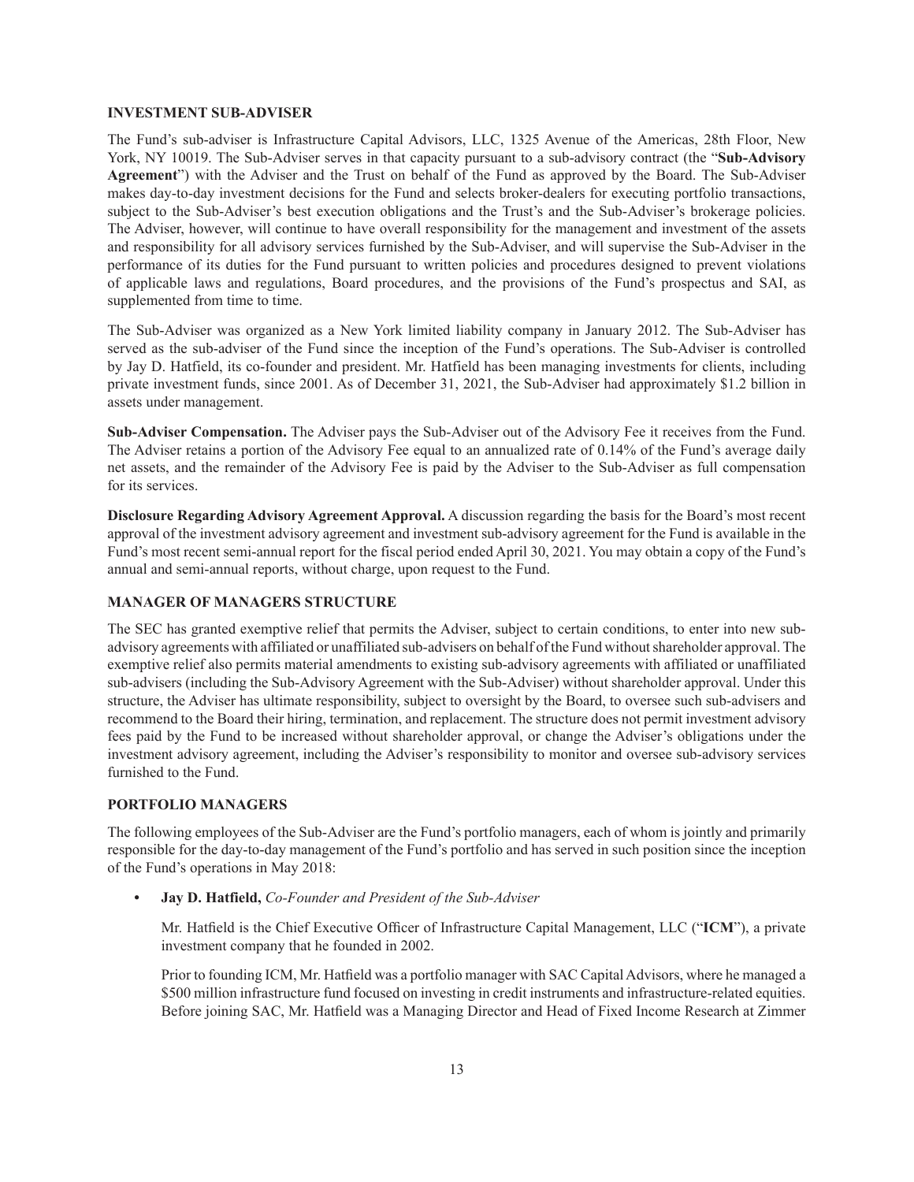## INVESTMENT SUB-ADVISER

The Fund's sub-adviser is Infrastructure Capital Advisors, LLC, 1325 Avenue of the Americas, 28th Floor, New York, NY 10019. The Sub-Adviser serves in that capacity pursuant to a sub-advisory contract (the "**Sub-Advisory Agreement**") with the Adviser and the Trust on behalf of the Fund as approved by the Board. The Sub-Adviser makes day-to-day investment decisions for the Fund and selects broker-dealers for executing portfolio transactions, subject to the Sub-Adviser's best execution obligations and the Trust's and the Sub-Adviser's brokerage policies. The Adviser, however, will continue to have overall responsibility for the management and investment of the assets and responsibility for all advisory services furnished by the Sub-Adviser, and will supervise the Sub-Adviser in the performance of its duties for the Fund pursuant to written policies and procedures designed to prevent violations of applicable laws and regulations, Board procedures, and the provisions of the Fund's prospectus and SAI, as supplemented from time to time.

The Sub-Adviser was organized as a New York limited liability company in January 2012. The Sub-Adviser has served as the sub-adviser of the Fund since the inception of the Fund's operations. The Sub-Adviser is controlled by Jay D. Hatfield, its co-founder and president. Mr. Hatfield has been managing investments for clients, including private investment funds, since 2001. As of December 31, 2021, the Sub-Adviser had approximately $1.2 billion in assets under management.

**Sub-Adviser Compensation.** The Adviser pays the Sub-Adviser out of the Advisory Fee it receives from the Fund. The Adviser retains a portion of the Advisory Fee equal to an annualized rate of 0.14% of the Fund's average daily net assets, and the remainder of the Advisory Fee is paid by the Adviser to the Sub-Adviser as full compensation for its services.

**Disclosure Regarding Advisory Agreement Approval.** A discussion regarding the basis for the Board's most recent approval of the investment advisory agreement and investment sub-advisory agreement for the Fund is available in the Fund's most recent semi-annual report for the fiscal period ended April 30, 2021. You may obtain a copy of the Fund's annual and semi-annual reports, without charge, upon request to the Fund.

## MANAGER OF MANAGERS STRUCTURE

The SEC has granted exemptive relief that permits the Adviser, subject to certain conditions, to enter into new sub-advisory agreements with affiliated or unaffiliated sub-advisers on behalf of the Fund without shareholder approval. The exemptive relief also permits material amendments to existing sub-advisory agreements with affiliated or unaffiliated sub-advisers (including the Sub-Advisory Agreement with the Sub-Adviser) without shareholder approval. Under this structure, the Adviser has ultimate responsibility, subject to oversight by the Board, to oversee such sub-advisers and recommend to the Board their hiring, termination, and replacement. The structure does not permit investment advisory fees paid by the Fund to be increased without shareholder approval, or change the Adviser's obligations under the investment advisory agreement, including the Adviser's responsibility to monitor and oversee sub-advisory services furnished to the Fund.

## PORTFOLIO MANAGERS

The following employees of the Sub-Adviser are the Fund's portfolio managers, each of whom is jointly and primarily responsible for the day-to-day management of the Fund's portfolio and has served in such position since the inception of the Fund's operations in May 2018:

- **Jay D. Hatfield,** *Co-Founder and President of the Sub-Adviser*

  Mr. Hatfield is the Chief Executive Officer of Infrastructure Capital Management, LLC ("**ICM**"), a private investment company that he founded in 2002.

  Prior to founding ICM, Mr. Hatfield was a portfolio manager with SAC Capital Advisors, where he managed a $500 million infrastructure fund focused on investing in credit instruments and infrastructure-related equities. Before joining SAC, Mr. Hatfield was a Managing Director and Head of Fixed Income Research at Zimmer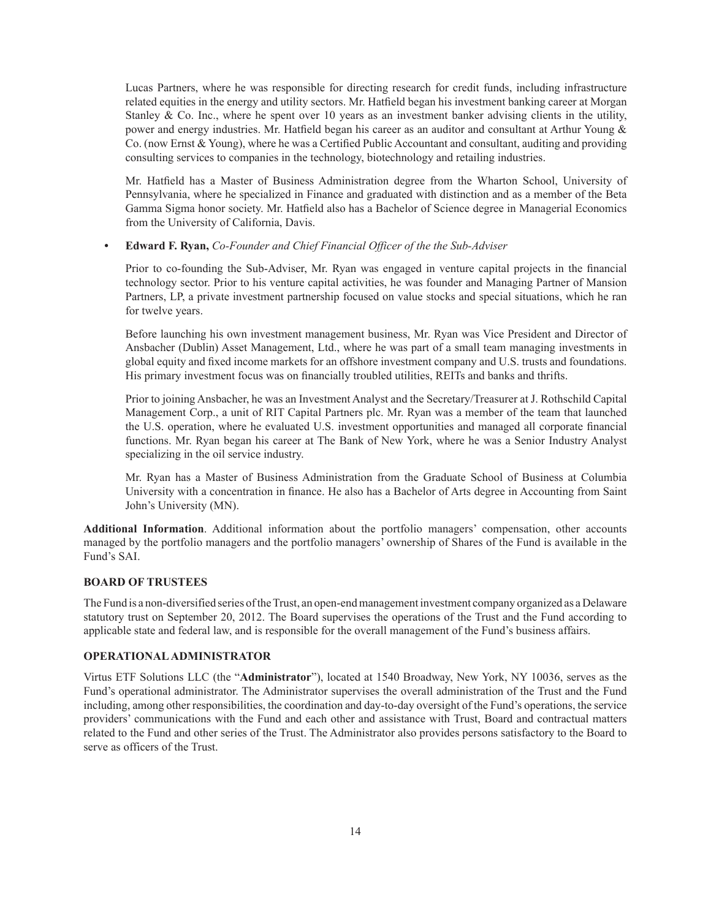Lucas Partners, where he was responsible for directing research for credit funds, including infrastructure related equities in the energy and utility sectors. Mr. Hatfield began his investment banking career at Morgan Stanley & Co. Inc., where he spent over 10 years as an investment banker advising clients in the utility, power and energy industries. Mr. Hatfield began his career as an auditor and consultant at Arthur Young & Co. (now Ernst & Young), where he was a Certified Public Accountant and consultant, auditing and providing consulting services to companies in the technology, biotechnology and retailing industries.

Mr. Hatfield has a Master of Business Administration degree from the Wharton School, University of Pennsylvania, where he specialized in Finance and graduated with distinction and as a member of the Beta Gamma Sigma honor society. Mr. Hatfield also has a Bachelor of Science degree in Managerial Economics from the University of California, Davis.

- **Edward F. Ryan,** *Co-Founder and Chief Financial Officer of the the Sub-Adviser*

  Prior to co-founding the Sub-Adviser, Mr. Ryan was engaged in venture capital projects in the financial technology sector. Prior to his venture capital activities, he was founder and Managing Partner of Mansion Partners, LP, a private investment partnership focused on value stocks and special situations, which he ran for twelve years.

  Before launching his own investment management business, Mr. Ryan was Vice President and Director of Ansbacher (Dublin) Asset Management, Ltd., where he was part of a small team managing investments in global equity and fixed income markets for an offshore investment company and U.S. trusts and foundations. His primary investment focus was on financially troubled utilities, REITs and banks and thrifts.

  Prior to joining Ansbacher, he was an Investment Analyst and the Secretary/Treasurer at J. Rothschild Capital Management Corp., a unit of RIT Capital Partners plc. Mr. Ryan was a member of the team that launched the U.S. operation, where he evaluated U.S. investment opportunities and managed all corporate financial functions. Mr. Ryan began his career at The Bank of New York, where he was a Senior Industry Analyst specializing in the oil service industry.

  Mr. Ryan has a Master of Business Administration from the Graduate School of Business at Columbia University with a concentration in finance. He also has a Bachelor of Arts degree in Accounting from Saint John's University (MN).

**Additional Information**. Additional information about the portfolio managers' compensation, other accounts managed by the portfolio managers and the portfolio managers' ownership of Shares of the Fund is available in the Fund's SAI.

### BOARD OF TRUSTEES

The Fund is a non-diversified series of the Trust, an open-end management investment company organized as a Delaware statutory trust on September 20, 2012. The Board supervises the operations of the Trust and the Fund according to applicable state and federal law, and is responsible for the overall management of the Fund's business affairs.

### OPERATIONAL ADMINISTRATOR

Virtus ETF Solutions LLC (the "**Administrator**"), located at 1540 Broadway, New York, NY 10036, serves as the Fund's operational administrator. The Administrator supervises the overall administration of the Trust and the Fund including, among other responsibilities, the coordination and day-to-day oversight of the Fund's operations, the service providers' communications with the Fund and each other and assistance with Trust, Board and contractual matters related to the Fund and other series of the Trust. The Administrator also provides persons satisfactory to the Board to serve as officers of the Trust.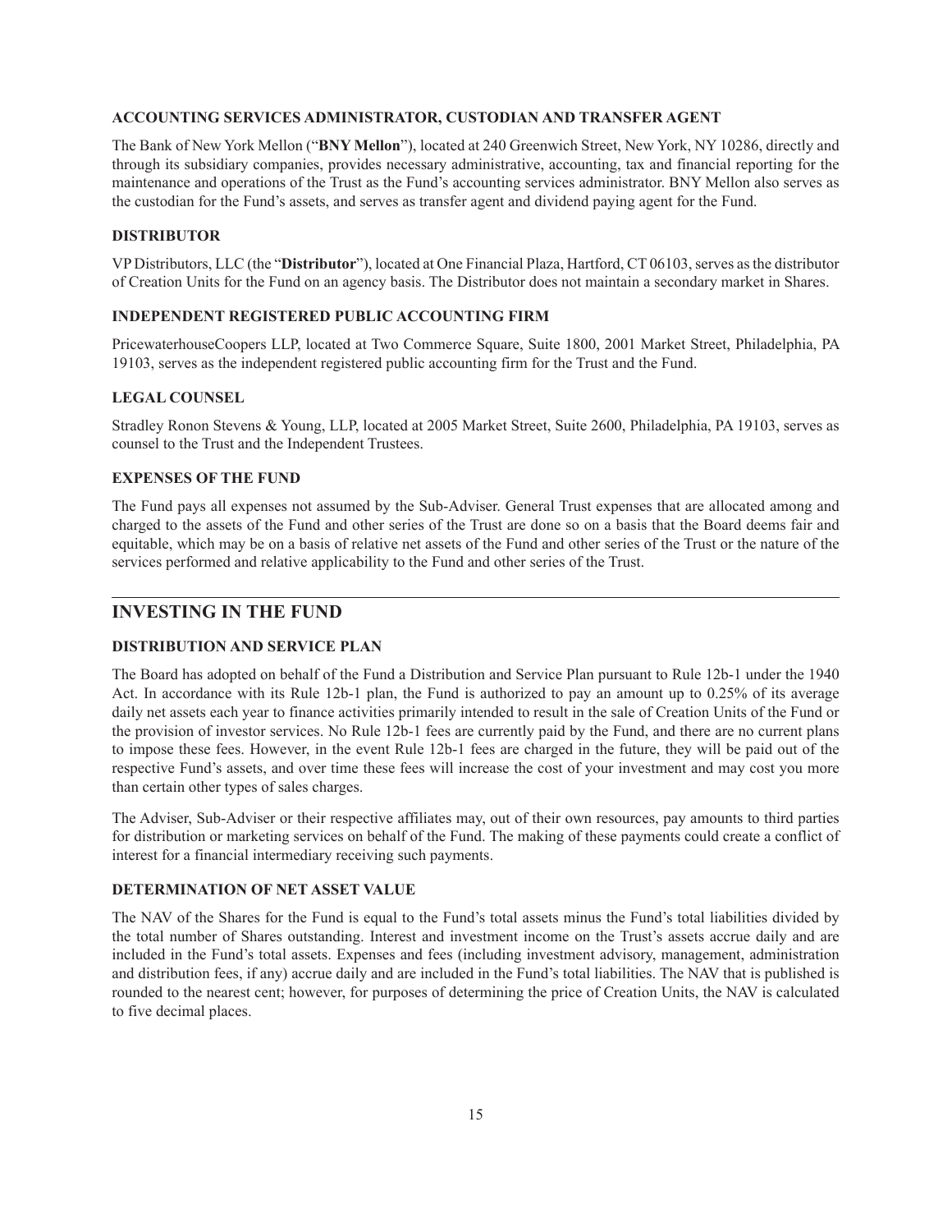### ACCOUNTING SERVICES ADMINISTRATOR, CUSTODIAN AND TRANSFER AGENT

The Bank of New York Mellon ("**BNY Mellon**"), located at 240 Greenwich Street, New York, NY 10286, directly and through its subsidiary companies, provides necessary administrative, accounting, tax and financial reporting for the maintenance and operations of the Trust as the Fund's accounting services administrator. BNY Mellon also serves as the custodian for the Fund's assets, and serves as transfer agent and dividend paying agent for the Fund.

### DISTRIBUTOR

VP Distributors, LLC (the "**Distributor**"), located at One Financial Plaza, Hartford, CT 06103, serves as the distributor of Creation Units for the Fund on an agency basis. The Distributor does not maintain a secondary market in Shares.

### INDEPENDENT REGISTERED PUBLIC ACCOUNTING FIRM

PricewaterhouseCoopers LLP, located at Two Commerce Square, Suite 1800, 2001 Market Street, Philadelphia, PA 19103, serves as the independent registered public accounting firm for the Trust and the Fund.

### LEGAL COUNSEL

Stradley Ronon Stevens & Young, LLP, located at 2005 Market Street, Suite 2600, Philadelphia, PA 19103, serves as counsel to the Trust and the Independent Trustees.

### EXPENSES OF THE FUND

The Fund pays all expenses not assumed by the Sub-Adviser. General Trust expenses that are allocated among and charged to the assets of the Fund and other series of the Trust are done so on a basis that the Board deems fair and equitable, which may be on a basis of relative net assets of the Fund and other series of the Trust or the nature of the services performed and relative applicability to the Fund and other series of the Trust.

## INVESTING IN THE FUND

### DISTRIBUTION AND SERVICE PLAN

The Board has adopted on behalf of the Fund a Distribution and Service Plan pursuant to Rule 12b-1 under the 1940 Act. In accordance with its Rule 12b-1 plan, the Fund is authorized to pay an amount up to 0.25% of its average daily net assets each year to finance activities primarily intended to result in the sale of Creation Units of the Fund or the provision of investor services. No Rule 12b-1 fees are currently paid by the Fund, and there are no current plans to impose these fees. However, in the event Rule 12b-1 fees are charged in the future, they will be paid out of the respective Fund's assets, and over time these fees will increase the cost of your investment and may cost you more than certain other types of sales charges.

The Adviser, Sub-Adviser or their respective affiliates may, out of their own resources, pay amounts to third parties for distribution or marketing services on behalf of the Fund. The making of these payments could create a conflict of interest for a financial intermediary receiving such payments.

### DETERMINATION OF NET ASSET VALUE

The NAV of the Shares for the Fund is equal to the Fund's total assets minus the Fund's total liabilities divided by the total number of Shares outstanding. Interest and investment income on the Trust's assets accrue daily and are included in the Fund's total assets. Expenses and fees (including investment advisory, management, administration and distribution fees, if any) accrue daily and are included in the Fund's total liabilities. The NAV that is published is rounded to the nearest cent; however, for purposes of determining the price of Creation Units, the NAV is calculated to five decimal places.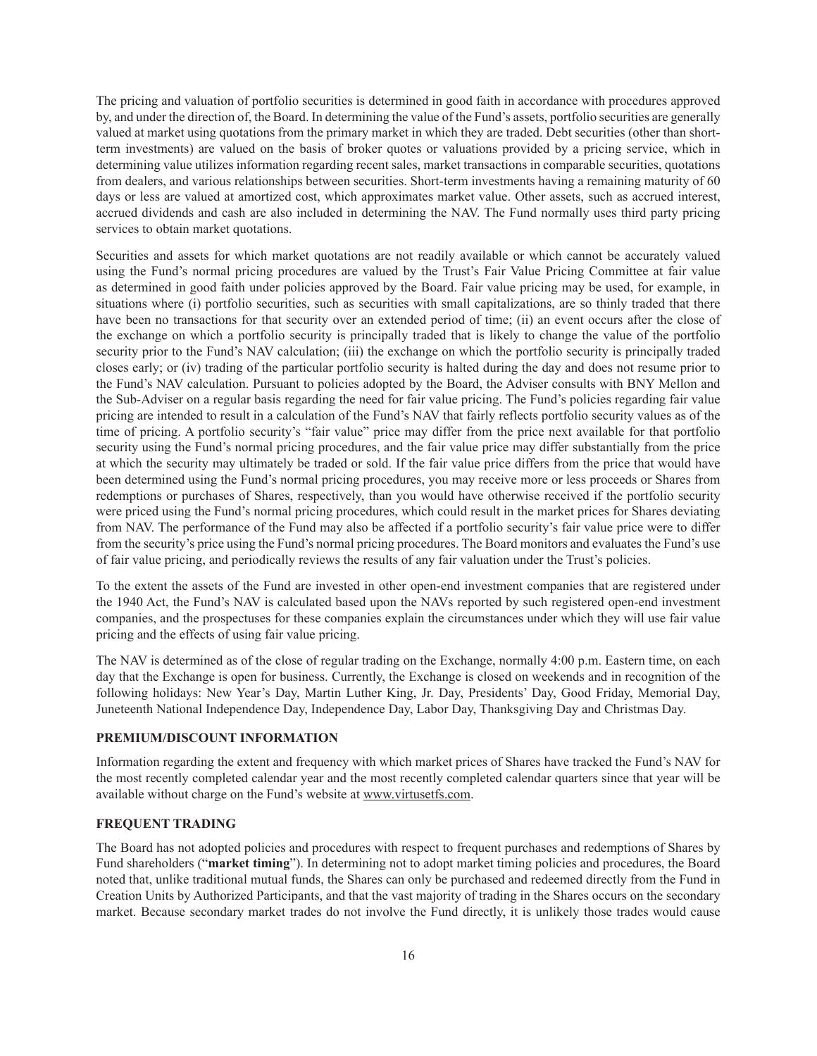The pricing and valuation of portfolio securities is determined in good faith in accordance with procedures approved by, and under the direction of, the Board. In determining the value of the Fund's assets, portfolio securities are generally valued at market using quotations from the primary market in which they are traded. Debt securities (other than short-term investments) are valued on the basis of broker quotes or valuations provided by a pricing service, which in determining value utilizes information regarding recent sales, market transactions in comparable securities, quotations from dealers, and various relationships between securities. Short-term investments having a remaining maturity of 60 days or less are valued at amortized cost, which approximates market value. Other assets, such as accrued interest, accrued dividends and cash are also included in determining the NAV. The Fund normally uses third party pricing services to obtain market quotations.

Securities and assets for which market quotations are not readily available or which cannot be accurately valued using the Fund's normal pricing procedures are valued by the Trust's Fair Value Pricing Committee at fair value as determined in good faith under policies approved by the Board. Fair value pricing may be used, for example, in situations where (i) portfolio securities, such as securities with small capitalizations, are so thinly traded that there have been no transactions for that security over an extended period of time; (ii) an event occurs after the close of the exchange on which a portfolio security is principally traded that is likely to change the value of the portfolio security prior to the Fund's NAV calculation; (iii) the exchange on which the portfolio security is principally traded closes early; or (iv) trading of the particular portfolio security is halted during the day and does not resume prior to the Fund's NAV calculation. Pursuant to policies adopted by the Board, the Adviser consults with BNY Mellon and the Sub-Adviser on a regular basis regarding the need for fair value pricing. The Fund's policies regarding fair value pricing are intended to result in a calculation of the Fund's NAV that fairly reflects portfolio security values as of the time of pricing. A portfolio security's "fair value" price may differ from the price next available for that portfolio security using the Fund's normal pricing procedures, and the fair value price may differ substantially from the price at which the security may ultimately be traded or sold. If the fair value price differs from the price that would have been determined using the Fund's normal pricing procedures, you may receive more or less proceeds or Shares from redemptions or purchases of Shares, respectively, than you would have otherwise received if the portfolio security were priced using the Fund's normal pricing procedures, which could result in the market prices for Shares deviating from NAV. The performance of the Fund may also be affected if a portfolio security's fair value price were to differ from the security's price using the Fund's normal pricing procedures. The Board monitors and evaluates the Fund's use of fair value pricing, and periodically reviews the results of any fair valuation under the Trust's policies.

To the extent the assets of the Fund are invested in other open-end investment companies that are registered under the 1940 Act, the Fund's NAV is calculated based upon the NAVs reported by such registered open-end investment companies, and the prospectuses for these companies explain the circumstances under which they will use fair value pricing and the effects of using fair value pricing.

The NAV is determined as of the close of regular trading on the Exchange, normally 4:00 p.m. Eastern time, on each day that the Exchange is open for business. Currently, the Exchange is closed on weekends and in recognition of the following holidays: New Year's Day, Martin Luther King, Jr. Day, Presidents' Day, Good Friday, Memorial Day, Juneteenth National Independence Day, Independence Day, Labor Day, Thanksgiving Day and Christmas Day.

## PREMIUM/DISCOUNT INFORMATION

Information regarding the extent and frequency with which market prices of Shares have tracked the Fund's NAV for the most recently completed calendar year and the most recently completed calendar quarters since that year will be available without charge on the Fund's website at www.virtusetfs.com.

## FREQUENT TRADING

The Board has not adopted policies and procedures with respect to frequent purchases and redemptions of Shares by Fund shareholders ("**market timing**"). In determining not to adopt market timing policies and procedures, the Board noted that, unlike traditional mutual funds, the Shares can only be purchased and redeemed directly from the Fund in Creation Units by Authorized Participants, and that the vast majority of trading in the Shares occurs on the secondary market. Because secondary market trades do not involve the Fund directly, it is unlikely those trades would cause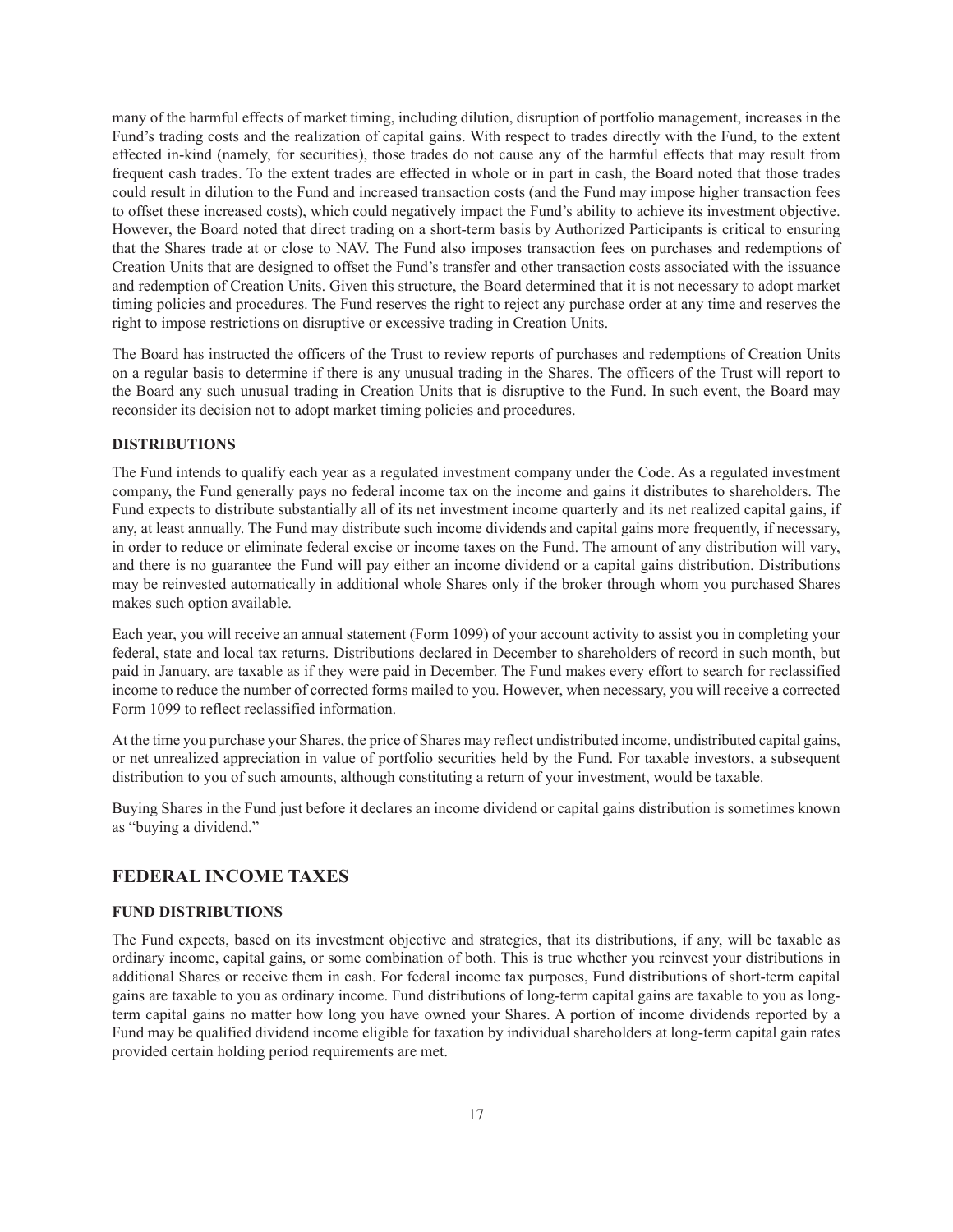many of the harmful effects of market timing, including dilution, disruption of portfolio management, increases in the Fund's trading costs and the realization of capital gains. With respect to trades directly with the Fund, to the extent effected in-kind (namely, for securities), those trades do not cause any of the harmful effects that may result from frequent cash trades. To the extent trades are effected in whole or in part in cash, the Board noted that those trades could result in dilution to the Fund and increased transaction costs (and the Fund may impose higher transaction fees to offset these increased costs), which could negatively impact the Fund's ability to achieve its investment objective. However, the Board noted that direct trading on a short-term basis by Authorized Participants is critical to ensuring that the Shares trade at or close to NAV. The Fund also imposes transaction fees on purchases and redemptions of Creation Units that are designed to offset the Fund's transfer and other transaction costs associated with the issuance and redemption of Creation Units. Given this structure, the Board determined that it is not necessary to adopt market timing policies and procedures. The Fund reserves the right to reject any purchase order at any time and reserves the right to impose restrictions on disruptive or excessive trading in Creation Units.

The Board has instructed the officers of the Trust to review reports of purchases and redemptions of Creation Units on a regular basis to determine if there is any unusual trading in the Shares. The officers of the Trust will report to the Board any such unusual trading in Creation Units that is disruptive to the Fund. In such event, the Board may reconsider its decision not to adopt market timing policies and procedures.

### DISTRIBUTIONS

The Fund intends to qualify each year as a regulated investment company under the Code. As a regulated investment company, the Fund generally pays no federal income tax on the income and gains it distributes to shareholders. The Fund expects to distribute substantially all of its net investment income quarterly and its net realized capital gains, if any, at least annually. The Fund may distribute such income dividends and capital gains more frequently, if necessary, in order to reduce or eliminate federal excise or income taxes on the Fund. The amount of any distribution will vary, and there is no guarantee the Fund will pay either an income dividend or a capital gains distribution. Distributions may be reinvested automatically in additional whole Shares only if the broker through whom you purchased Shares makes such option available.

Each year, you will receive an annual statement (Form 1099) of your account activity to assist you in completing your federal, state and local tax returns. Distributions declared in December to shareholders of record in such month, but paid in January, are taxable as if they were paid in December. The Fund makes every effort to search for reclassified income to reduce the number of corrected forms mailed to you. However, when necessary, you will receive a corrected Form 1099 to reflect reclassified information.

At the time you purchase your Shares, the price of Shares may reflect undistributed income, undistributed capital gains, or net unrealized appreciation in value of portfolio securities held by the Fund. For taxable investors, a subsequent distribution to you of such amounts, although constituting a return of your investment, would be taxable.

Buying Shares in the Fund just before it declares an income dividend or capital gains distribution is sometimes known as "buying a dividend."

## FEDERAL INCOME TAXES

### FUND DISTRIBUTIONS

The Fund expects, based on its investment objective and strategies, that its distributions, if any, will be taxable as ordinary income, capital gains, or some combination of both. This is true whether you reinvest your distributions in additional Shares or receive them in cash. For federal income tax purposes, Fund distributions of short-term capital gains are taxable to you as ordinary income. Fund distributions of long-term capital gains are taxable to you as long-term capital gains no matter how long you have owned your Shares. A portion of income dividends reported by a Fund may be qualified dividend income eligible for taxation by individual shareholders at long-term capital gain rates provided certain holding period requirements are met.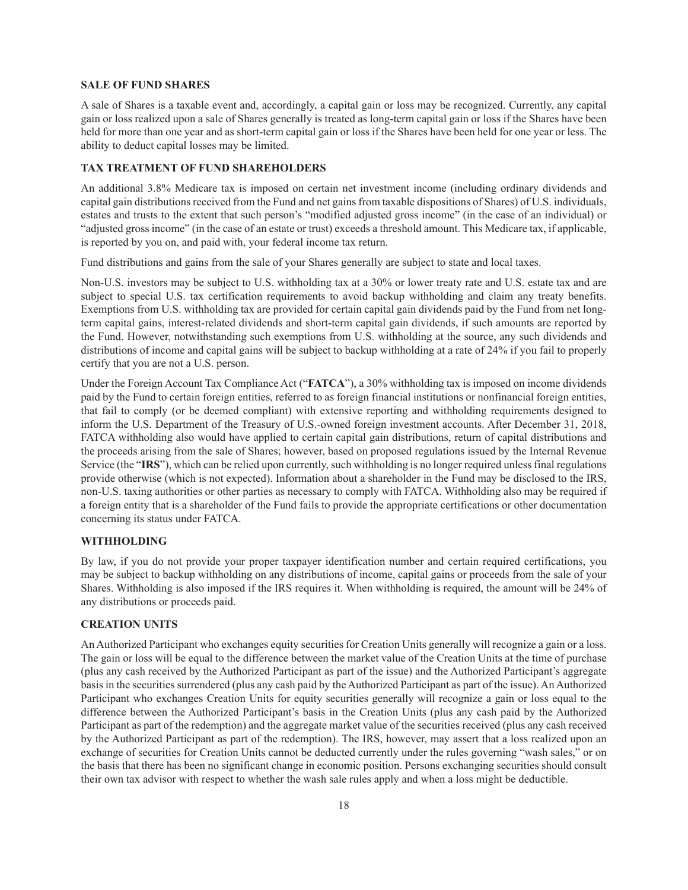### SALE OF FUND SHARES

A sale of Shares is a taxable event and, accordingly, a capital gain or loss may be recognized. Currently, any capital gain or loss realized upon a sale of Shares generally is treated as long-term capital gain or loss if the Shares have been held for more than one year and as short-term capital gain or loss if the Shares have been held for one year or less. The ability to deduct capital losses may be limited.

### TAX TREATMENT OF FUND SHAREHOLDERS

An additional 3.8% Medicare tax is imposed on certain net investment income (including ordinary dividends and capital gain distributions received from the Fund and net gains from taxable dispositions of Shares) of U.S. individuals, estates and trusts to the extent that such person's "modified adjusted gross income" (in the case of an individual) or "adjusted gross income" (in the case of an estate or trust) exceeds a threshold amount. This Medicare tax, if applicable, is reported by you on, and paid with, your federal income tax return.

Fund distributions and gains from the sale of your Shares generally are subject to state and local taxes.

Non-U.S. investors may be subject to U.S. withholding tax at a 30% or lower treaty rate and U.S. estate tax and are subject to special U.S. tax certification requirements to avoid backup withholding and claim any treaty benefits. Exemptions from U.S. withholding tax are provided for certain capital gain dividends paid by the Fund from net long-term capital gains, interest-related dividends and short-term capital gain dividends, if such amounts are reported by the Fund. However, notwithstanding such exemptions from U.S. withholding at the source, any such dividends and distributions of income and capital gains will be subject to backup withholding at a rate of 24% if you fail to properly certify that you are not a U.S. person.

Under the Foreign Account Tax Compliance Act ("**FATCA**"), a 30% withholding tax is imposed on income dividends paid by the Fund to certain foreign entities, referred to as foreign financial institutions or nonfinancial foreign entities, that fail to comply (or be deemed compliant) with extensive reporting and withholding requirements designed to inform the U.S. Department of the Treasury of U.S.-owned foreign investment accounts. After December 31, 2018, FATCA withholding also would have applied to certain capital gain distributions, return of capital distributions and the proceeds arising from the sale of Shares; however, based on proposed regulations issued by the Internal Revenue Service (the "**IRS**"), which can be relied upon currently, such withholding is no longer required unless final regulations provide otherwise (which is not expected). Information about a shareholder in the Fund may be disclosed to the IRS, non-U.S. taxing authorities or other parties as necessary to comply with FATCA. Withholding also may be required if a foreign entity that is a shareholder of the Fund fails to provide the appropriate certifications or other documentation concerning its status under FATCA.

### WITHHOLDING

By law, if you do not provide your proper taxpayer identification number and certain required certifications, you may be subject to backup withholding on any distributions of income, capital gains or proceeds from the sale of your Shares. Withholding is also imposed if the IRS requires it. When withholding is required, the amount will be 24% of any distributions or proceeds paid.

### CREATION UNITS

An Authorized Participant who exchanges equity securities for Creation Units generally will recognize a gain or a loss. The gain or loss will be equal to the difference between the market value of the Creation Units at the time of purchase (plus any cash received by the Authorized Participant as part of the issue) and the Authorized Participant's aggregate basis in the securities surrendered (plus any cash paid by the Authorized Participant as part of the issue). An Authorized Participant who exchanges Creation Units for equity securities generally will recognize a gain or loss equal to the difference between the Authorized Participant's basis in the Creation Units (plus any cash paid by the Authorized Participant as part of the redemption) and the aggregate market value of the securities received (plus any cash received by the Authorized Participant as part of the redemption). The IRS, however, may assert that a loss realized upon an exchange of securities for Creation Units cannot be deducted currently under the rules governing "wash sales," or on the basis that there has been no significant change in economic position. Persons exchanging securities should consult their own tax advisor with respect to whether the wash sale rules apply and when a loss might be deductible.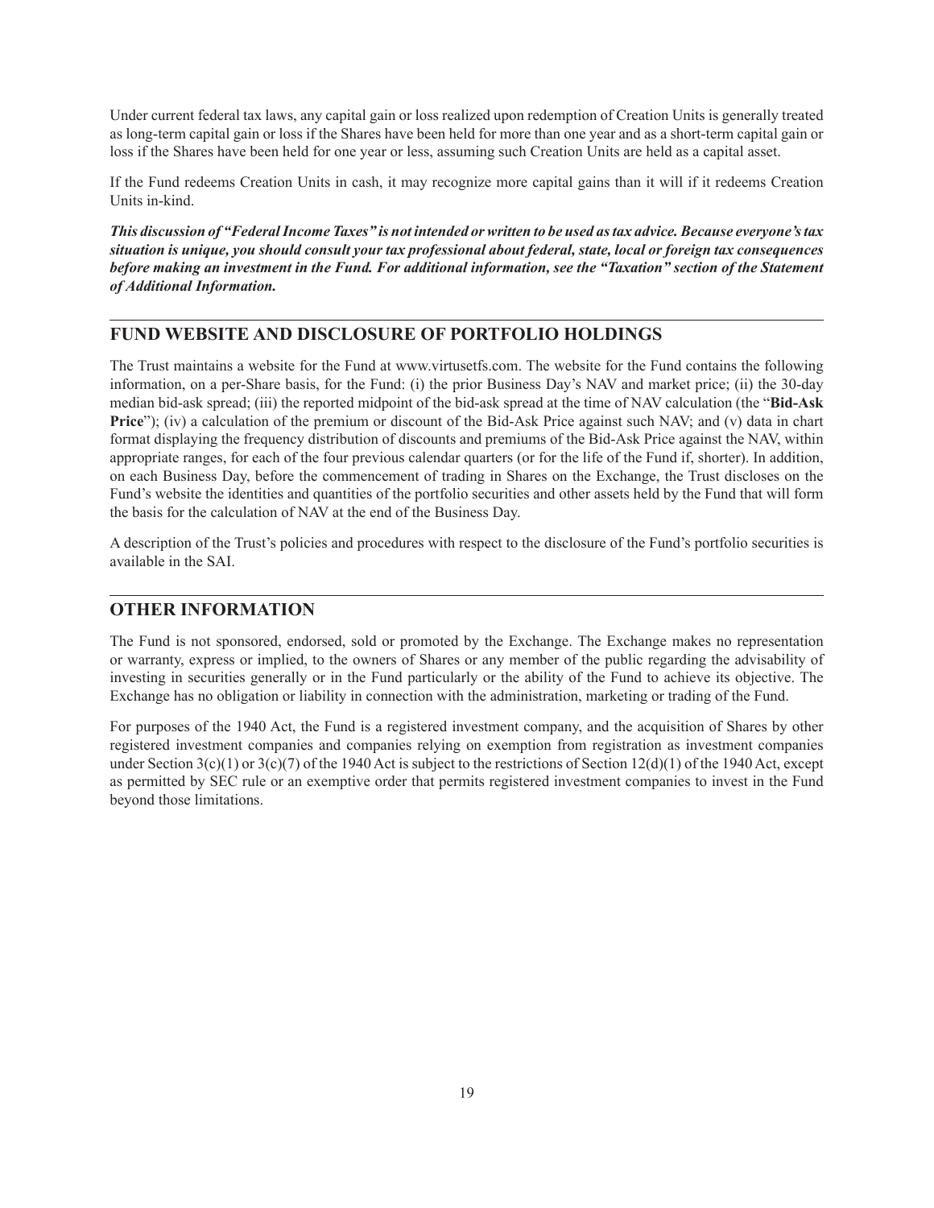Under current federal tax laws, any capital gain or loss realized upon redemption of Creation Units is generally treated as long-term capital gain or loss if the Shares have been held for more than one year and as a short-term capital gain or loss if the Shares have been held for one year or less, assuming such Creation Units are held as a capital asset.

If the Fund redeems Creation Units in cash, it may recognize more capital gains than it will if it redeems Creation Units in-kind.

***This discussion of "Federal Income Taxes" is not intended or written to be used as tax advice. Because everyone's tax situation is unique, you should consult your tax professional about federal, state, local or foreign tax consequences before making an investment in the Fund. For additional information, see the "Taxation" section of the Statement of Additional Information.***

## FUND WEBSITE AND DISCLOSURE OF PORTFOLIO HOLDINGS

The Trust maintains a website for the Fund at www.virtusetfs.com. The website for the Fund contains the following information, on a per-Share basis, for the Fund: (i) the prior Business Day's NAV and market price; (ii) the 30-day median bid-ask spread; (iii) the reported midpoint of the bid-ask spread at the time of NAV calculation (the "**Bid-Ask Price**"); (iv) a calculation of the premium or discount of the Bid-Ask Price against such NAV; and (v) data in chart format displaying the frequency distribution of discounts and premiums of the Bid-Ask Price against the NAV, within appropriate ranges, for each of the four previous calendar quarters (or for the life of the Fund if, shorter). In addition, on each Business Day, before the commencement of trading in Shares on the Exchange, the Trust discloses on the Fund's website the identities and quantities of the portfolio securities and other assets held by the Fund that will form the basis for the calculation of NAV at the end of the Business Day.

A description of the Trust's policies and procedures with respect to the disclosure of the Fund's portfolio securities is available in the SAI.

## OTHER INFORMATION

The Fund is not sponsored, endorsed, sold or promoted by the Exchange. The Exchange makes no representation or warranty, express or implied, to the owners of Shares or any member of the public regarding the advisability of investing in securities generally or in the Fund particularly or the ability of the Fund to achieve its objective. The Exchange has no obligation or liability in connection with the administration, marketing or trading of the Fund.

For purposes of the 1940 Act, the Fund is a registered investment company, and the acquisition of Shares by other registered investment companies and companies relying on exemption from registration as investment companies under Section 3(c)(1) or 3(c)(7) of the 1940 Act is subject to the restrictions of Section 12(d)(1) of the 1940 Act, except as permitted by SEC rule or an exemptive order that permits registered investment companies to invest in the Fund beyond those limitations.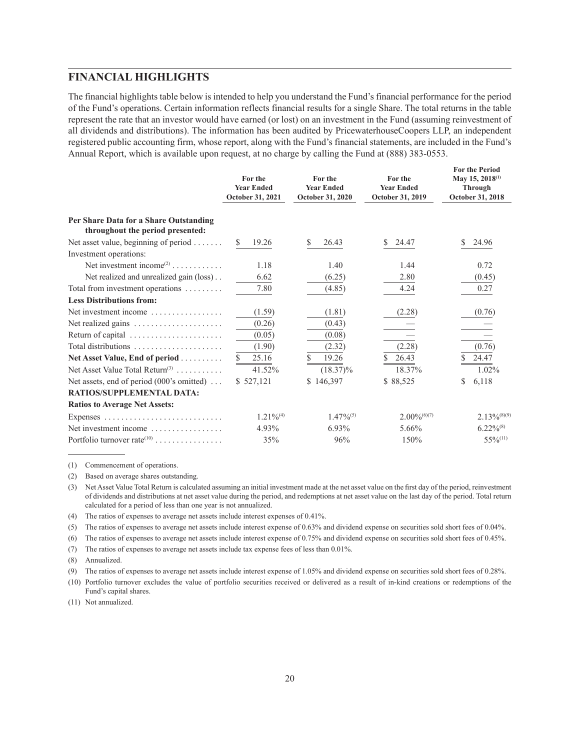## FINANCIAL HIGHLIGHTS

The financial highlights table below is intended to help you understand the Fund's financial performance for the period of the Fund's operations. Certain information reflects financial results for a single Share. The total returns in the table represent the rate that an investor would have earned (or lost) on an investment in the Fund (assuming reinvestment of all dividends and distributions). The information has been audited by PricewaterhouseCoopers LLP, an independent registered public accounting firm, whose report, along with the Fund's financial statements, are included in the Fund's Annual Report, which is available upon request, at no charge by calling the Fund at (888) 383-0553.

| | For the Year Ended October 31, 2021 | For the Year Ended October 31, 2020 | For the Year Ended October 31, 2019 | For the Period May 15, 2018[(1)] Through October 31, 2018 |
|---|---|---|---|---|
| **Per Share Data for a Share Outstanding throughout the period presented:** | | | | |
| Net asset value, beginning of period | $ 19.26 | $ 26.43 | $ 24.47 | $ 24.96 |
| Investment operations: | | | | |
| Net investment income[(2)] | 1.18 | 1.40 | 1.44 | 0.72 |
| Net realized and unrealized gain (loss) | 6.62 | (6.25) | 2.80 | (0.45) |
| Total from investment operations | 7.80 | (4.85) | 4.24 | 0.27 |
| **Less Distributions from:** | | | | |
| Net investment income | (1.59) | (1.81) | (2.28) | (0.76) |
| Net realized gains | (0.26) | (0.43) | — | — |
| Return of capital | (0.05) | (0.08) | — | — |
| Total distributions | (1.90) | (2.32) | (2.28) | (0.76) |
| **Net Asset Value, End of period** | $ 25.16 | $ 19.26 | $ 26.43 | $ 24.47 |
| Net Asset Value Total Return[(3)] | 41.52% | (18.37)% | 18.37% | 1.02% |
| Net assets, end of period (000's omitted) | $ 527,121 | $ 146,397 | $ 88,525 | $ 6,118 |
| **RATIOS/SUPPLEMENTAL DATA:** | | | | |
| **Ratios to Average Net Assets:** | | | | |
| Expenses | 1.21%[(4)] | 1.47%[(5)] | 2.00%[(6)(7)] | 2.13%[(8)(9)] |
| Net investment income | 4.93% | 6.93% | 5.66% | 6.22%[(8)] |
| Portfolio turnover rate[(10)] | 35% | 96% | 150% | 55%[(11)] |

(1) Commencement of operations.

(2) Based on average shares outstanding.

(3) Net Asset Value Total Return is calculated assuming an initial investment made at the net asset value on the first day of the period, reinvestment of dividends and distributions at net asset value during the period, and redemptions at net asset value on the last day of the period. Total return calculated for a period of less than one year is not annualized.

(4) The ratios of expenses to average net assets include interest expenses of 0.41%.

(5) The ratios of expenses to average net assets include interest expense of 0.63% and dividend expense on securities sold short fees of 0.04%.

(6) The ratios of expenses to average net assets include interest expense of 0.75% and dividend expense on securities sold short fees of 0.45%.

(7) The ratios of expenses to average net assets include tax expense fees of less than 0.01%.

(8) Annualized.

(9) The ratios of expenses to average net assets include interest expense of 1.05% and dividend expense on securities sold short fees of 0.28%.

(10) Portfolio turnover excludes the value of portfolio securities received or delivered as a result of in-kind creations or redemptions of the Fund's capital shares.

(11) Not annualized.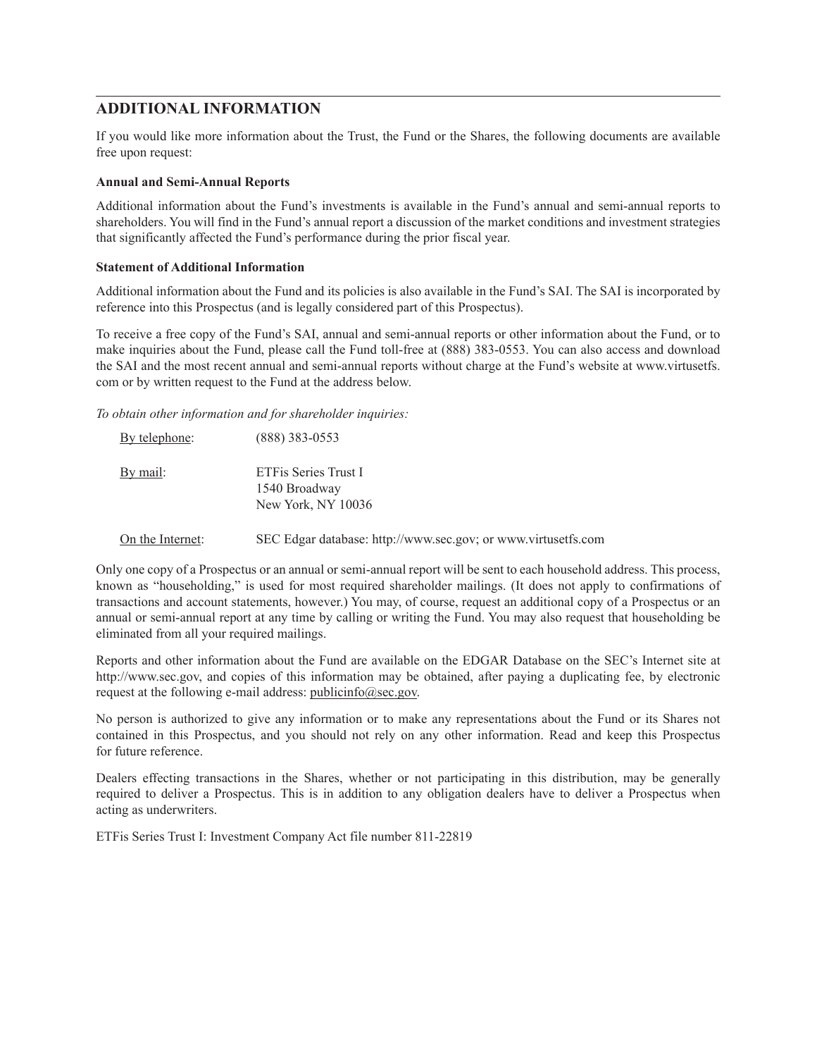## ADDITIONAL INFORMATION

If you would like more information about the Trust, the Fund or the Shares, the following documents are available free upon request:

**Annual and Semi-Annual Reports**

Additional information about the Fund's investments is available in the Fund's annual and semi-annual reports to shareholders. You will find in the Fund's annual report a discussion of the market conditions and investment strategies that significantly affected the Fund's performance during the prior fiscal year.

**Statement of Additional Information**

Additional information about the Fund and its policies is also available in the Fund's SAI. The SAI is incorporated by reference into this Prospectus (and is legally considered part of this Prospectus).

To receive a free copy of the Fund's SAI, annual and semi-annual reports or other information about the Fund, or to make inquiries about the Fund, please call the Fund toll-free at (888) 383-0553. You can also access and download the SAI and the most recent annual and semi-annual reports without charge at the Fund's website at www.virtusetfs.com or by written request to the Fund at the address below.

*To obtain other information and for shareholder inquiries:*

| | |
|---|---|
| By telephone: | (888) 383-0553 |
| By mail: | ETFis Series Trust I<br>1540 Broadway<br>New York, NY 10036 |
| On the Internet: | SEC Edgar database: http://www.sec.gov; or www.virtusetfs.com |

Only one copy of a Prospectus or an annual or semi-annual report will be sent to each household address. This process, known as "householding," is used for most required shareholder mailings. (It does not apply to confirmations of transactions and account statements, however.) You may, of course, request an additional copy of a Prospectus or an annual or semi-annual report at any time by calling or writing the Fund. You may also request that householding be eliminated from all your required mailings.

Reports and other information about the Fund are available on the EDGAR Database on the SEC's Internet site at http://www.sec.gov, and copies of this information may be obtained, after paying a duplicating fee, by electronic request at the following e-mail address: publicinfo@sec.gov.

No person is authorized to give any information or to make any representations about the Fund or its Shares not contained in this Prospectus, and you should not rely on any other information. Read and keep this Prospectus for future reference.

Dealers effecting transactions in the Shares, whether or not participating in this distribution, may be generally required to deliver a Prospectus. This is in addition to any obligation dealers have to deliver a Prospectus when acting as underwriters.

ETFis Series Trust I: Investment Company Act file number 811-22819